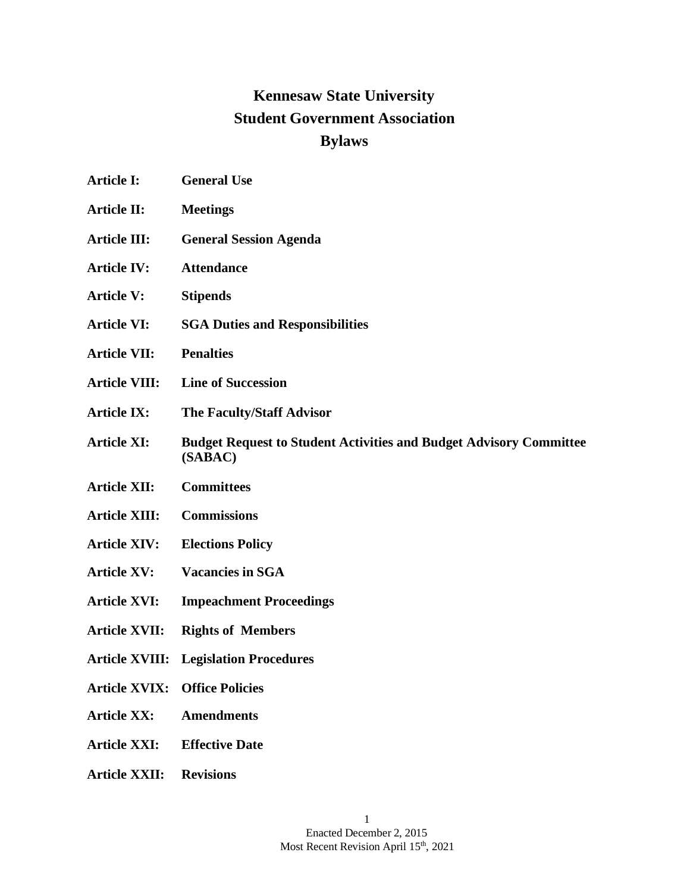# Kennesaw State University
# Student Government Association
# Bylaws

| | |
|---|---|
| **Article I:** | **General Use** |
| **Article II:** | **Meetings** |
| **Article III:** | **General Session Agenda** |
| **Article IV:** | **Attendance** |
| **Article V:** | **Stipends** |
| **Article VI:** | **SGA Duties and Responsibilities** |
| **Article VII:** | **Penalties** |
| **Article VIII:** | **Line of Succession** |
| **Article IX:** | **The Faculty/Staff Advisor** |
| **Article XI:** | **Budget Request to Student Activities and Budget Advisory Committee (SABAC)** |
| **Article XII:** | **Committees** |
| **Article XIII:** | **Commissions** |
| **Article XIV:** | **Elections Policy** |
| **Article XV:** | **Vacancies in SGA** |
| **Article XVI:** | **Impeachment Proceedings** |
| **Article XVII:** | **Rights of Members** |
| **Article XVIII:** | **Legislation Procedures** |
| **Article XVIX:** | **Office Policies** |
| **Article XX:** | **Amendments** |
| **Article XXI:** | **Effective Date** |
| **Article XXII:** | **Revisions** |

Enacted December 2, 2015
Most Recent Revision April 15th, 2021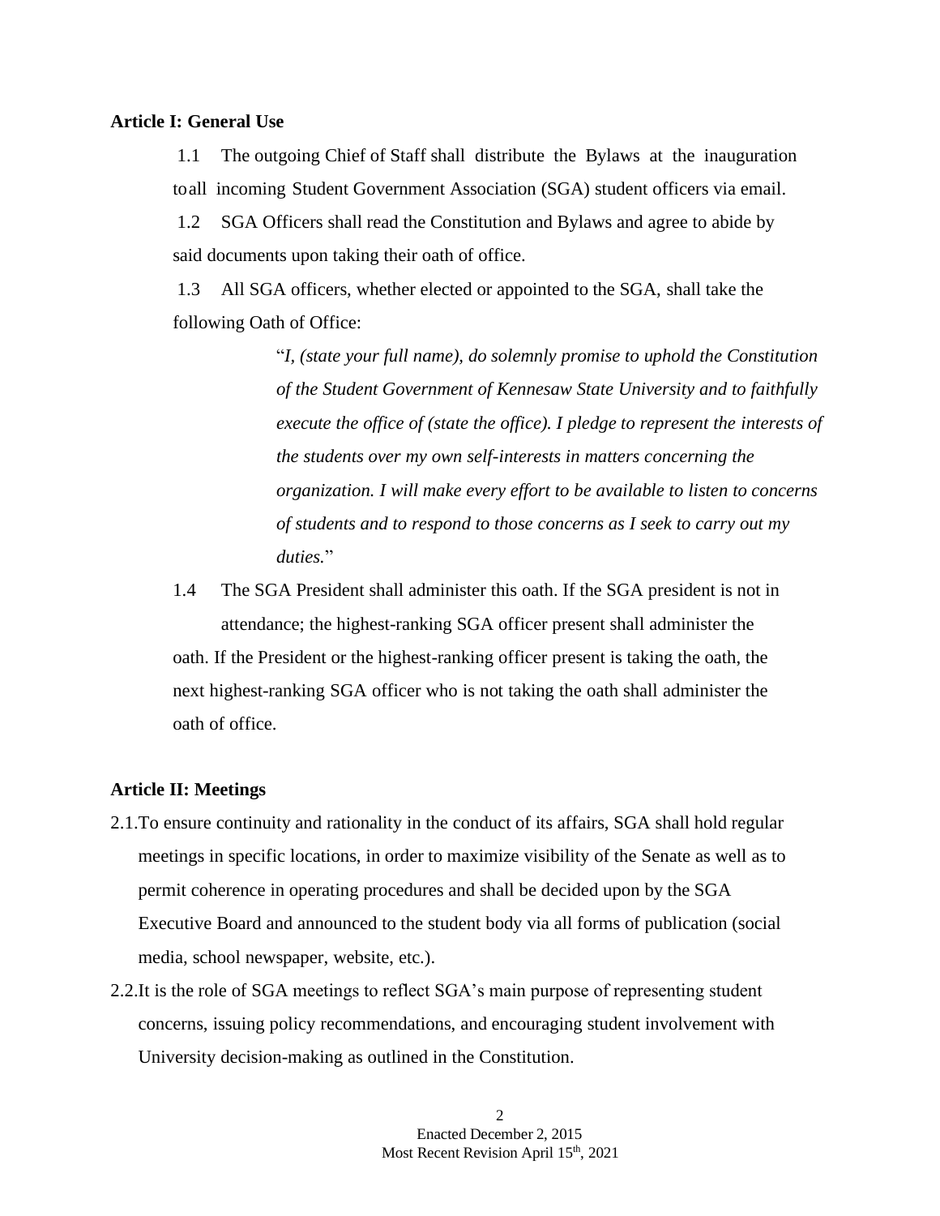**Article I: General Use**

1.1 The outgoing Chief of Staff shall distribute the Bylaws at the inauguration to all incoming Student Government Association (SGA) student officers via email.

1.2 SGA Officers shall read the Constitution and Bylaws and agree to abide by said documents upon taking their oath of office.

1.3 All SGA officers, whether elected or appointed to the SGA, shall take the following Oath of Office:

> "*I, (state your full name), do solemnly promise to uphold the Constitution of the Student Government of Kennesaw State University and to faithfully execute the office of (state the office). I pledge to represent the interests of the students over my own self-interests in matters concerning the organization. I will make every effort to be available to listen to concerns of students and to respond to those concerns as I seek to carry out my duties.*"

1.4 The SGA President shall administer this oath. If the SGA president is not in attendance; the highest-ranking SGA officer present shall administer the oath. If the President or the highest-ranking officer present is taking the oath, the next highest-ranking SGA officer who is not taking the oath shall administer the oath of office.

**Article II: Meetings**

2.1. To ensure continuity and rationality in the conduct of its affairs, SGA shall hold regular meetings in specific locations, in order to maximize visibility of the Senate as well as to permit coherence in operating procedures and shall be decided upon by the SGA Executive Board and announced to the student body via all forms of publication (social media, school newspaper, website, etc.).

2.2. It is the role of SGA meetings to reflect SGA's main purpose of representing student concerns, issuing policy recommendations, and encouraging student involvement with University decision-making as outlined in the Constitution.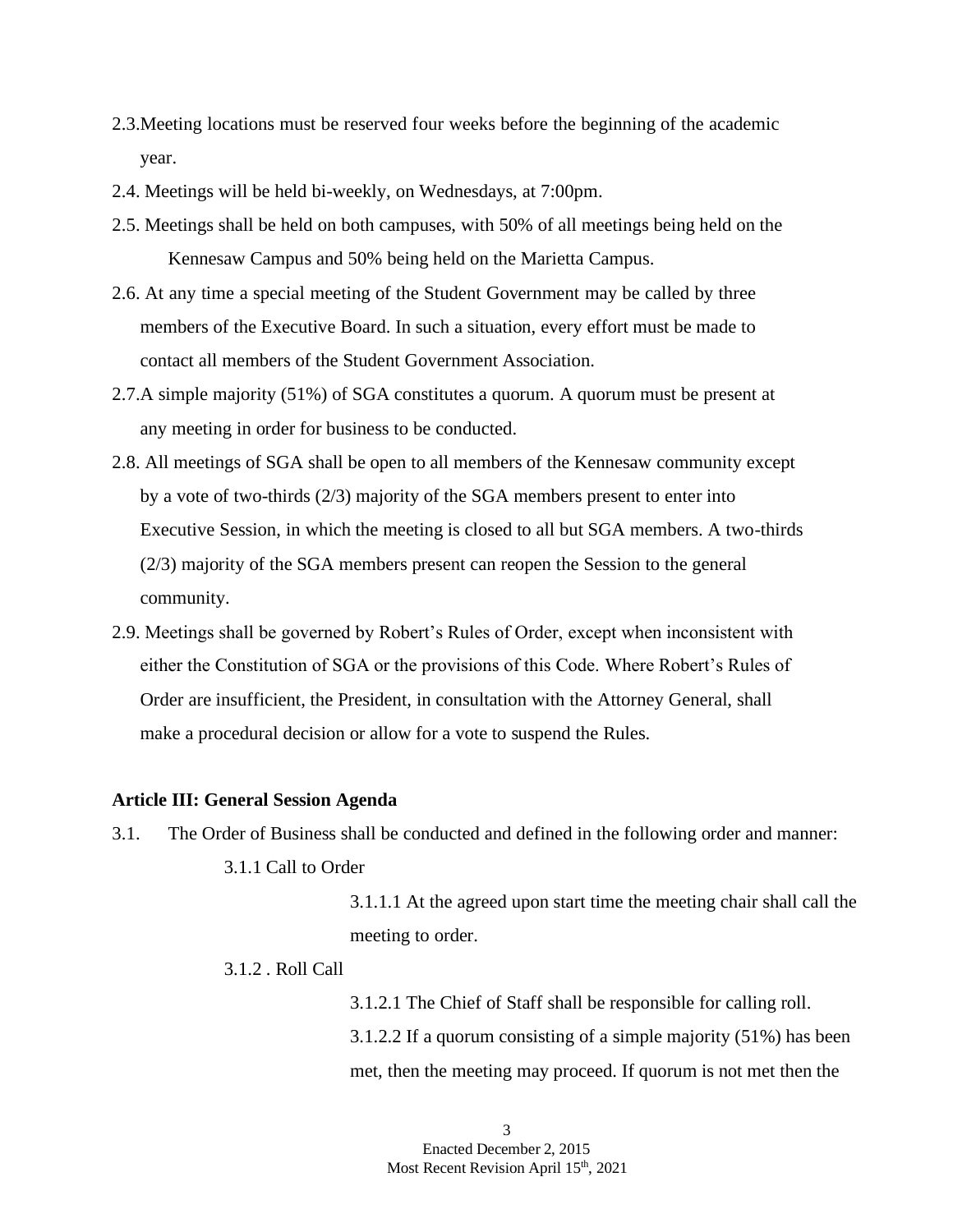2.3. Meeting locations must be reserved four weeks before the beginning of the academic year.

2.4. Meetings will be held bi-weekly, on Wednesdays, at 7:00pm.

2.5. Meetings shall be held on both campuses, with 50% of all meetings being held on the Kennesaw Campus and 50% being held on the Marietta Campus.

2.6. At any time a special meeting of the Student Government may be called by three members of the Executive Board. In such a situation, every effort must be made to contact all members of the Student Government Association.

2.7. A simple majority (51%) of SGA constitutes a quorum. A quorum must be present at any meeting in order for business to be conducted.

2.8. All meetings of SGA shall be open to all members of the Kennesaw community except by a vote of two-thirds (2/3) majority of the SGA members present to enter into Executive Session, in which the meeting is closed to all but SGA members. A two-thirds (2/3) majority of the SGA members present can reopen the Session to the general community.

2.9. Meetings shall be governed by Robert's Rules of Order, except when inconsistent with either the Constitution of SGA or the provisions of this Code. Where Robert's Rules of Order are insufficient, the President, in consultation with the Attorney General, shall make a procedural decision or allow for a vote to suspend the Rules.

**Article III: General Session Agenda**

3.1. The Order of Business shall be conducted and defined in the following order and manner:

3.1.1 Call to Order

3.1.1.1 At the agreed upon start time the meeting chair shall call the meeting to order.

3.1.2 . Roll Call

3.1.2.1 The Chief of Staff shall be responsible for calling roll.

3.1.2.2 If a quorum consisting of a simple majority (51%) has been met, then the meeting may proceed. If quorum is not met then the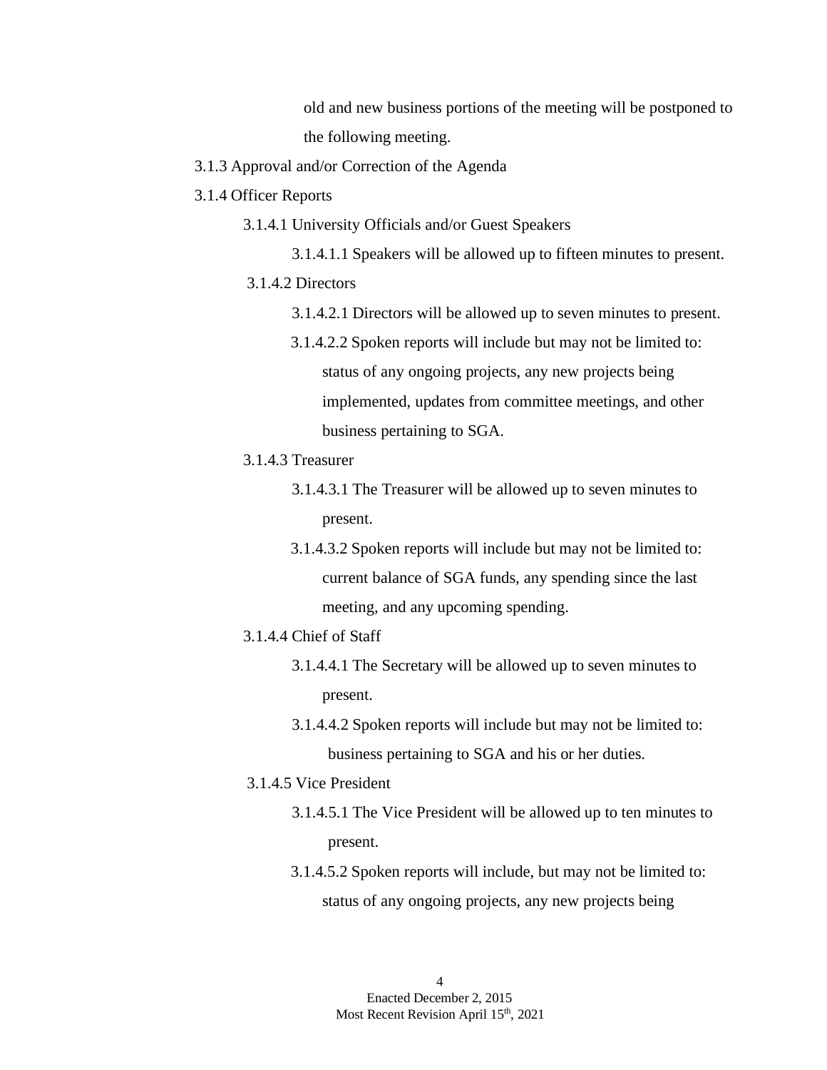old and new business portions of the meeting will be postponed to the following meeting.

3.1.3 Approval and/or Correction of the Agenda

3.1.4 Officer Reports

3.1.4.1 University Officials and/or Guest Speakers

3.1.4.1.1 Speakers will be allowed up to fifteen minutes to present.

3.1.4.2 Directors

3.1.4.2.1 Directors will be allowed up to seven minutes to present.

3.1.4.2.2 Spoken reports will include but may not be limited to: status of any ongoing projects, any new projects being implemented, updates from committee meetings, and other business pertaining to SGA.

3.1.4.3 Treasurer

3.1.4.3.1 The Treasurer will be allowed up to seven minutes to present.

3.1.4.3.2 Spoken reports will include but may not be limited to: current balance of SGA funds, any spending since the last meeting, and any upcoming spending.

3.1.4.4 Chief of Staff

3.1.4.4.1 The Secretary will be allowed up to seven minutes to present.

3.1.4.4.2 Spoken reports will include but may not be limited to: business pertaining to SGA and his or her duties.

3.1.4.5 Vice President

3.1.4.5.1 The Vice President will be allowed up to ten minutes to present.

3.1.4.5.2 Spoken reports will include, but may not be limited to: status of any ongoing projects, any new projects being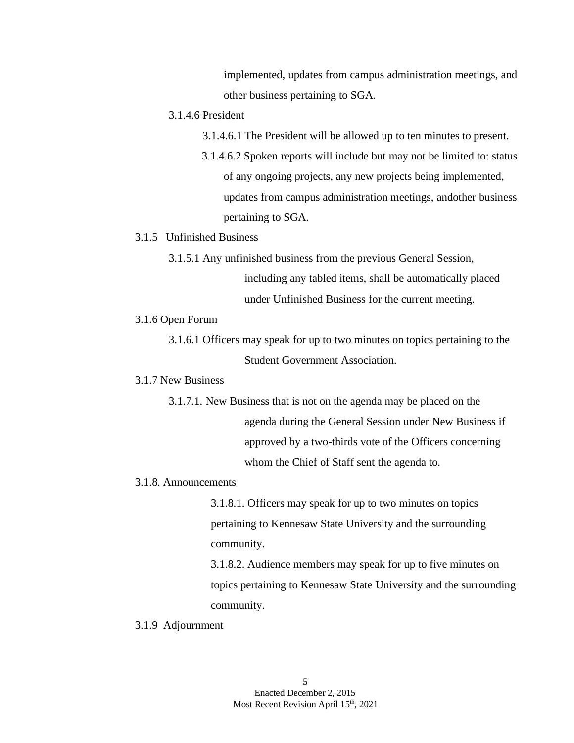implemented, updates from campus administration meetings, and other business pertaining to SGA.

3.1.4.6 President

3.1.4.6.1 The President will be allowed up to ten minutes to present.

3.1.4.6.2 Spoken reports will include but may not be limited to: status of any ongoing projects, any new projects being implemented, updates from campus administration meetings, andother business pertaining to SGA.

3.1.5 Unfinished Business

3.1.5.1 Any unfinished business from the previous General Session, including any tabled items, shall be automatically placed under Unfinished Business for the current meeting.

3.1.6 Open Forum

3.1.6.1 Officers may speak for up to two minutes on topics pertaining to the Student Government Association.

3.1.7 New Business

3.1.7.1. New Business that is not on the agenda may be placed on the agenda during the General Session under New Business if approved by a two-thirds vote of the Officers concerning whom the Chief of Staff sent the agenda to.

3.1.8. Announcements

3.1.8.1. Officers may speak for up to two minutes on topics pertaining to Kennesaw State University and the surrounding community.

3.1.8.2. Audience members may speak for up to five minutes on topics pertaining to Kennesaw State University and the surrounding community.

3.1.9 Adjournment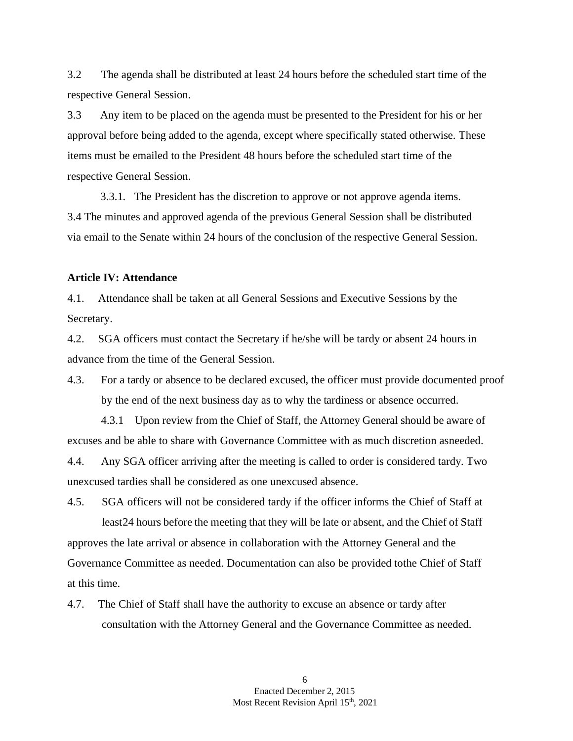3.2 The agenda shall be distributed at least 24 hours before the scheduled start time of the respective General Session.

3.3 Any item to be placed on the agenda must be presented to the President for his or her approval before being added to the agenda, except where specifically stated otherwise. These items must be emailed to the President 48 hours before the scheduled start time of the respective General Session.

3.3.1. The President has the discretion to approve or not approve agenda items.

3.4 The minutes and approved agenda of the previous General Session shall be distributed via email to the Senate within 24 hours of the conclusion of the respective General Session.

**Article IV: Attendance**

4.1. Attendance shall be taken at all General Sessions and Executive Sessions by the Secretary.

4.2. SGA officers must contact the Secretary if he/she will be tardy or absent 24 hours in advance from the time of the General Session.

4.3. For a tardy or absence to be declared excused, the officer must provide documented proof by the end of the next business day as to why the tardiness or absence occurred.

4.3.1 Upon review from the Chief of Staff, the Attorney General should be aware of excuses and be able to share with Governance Committee with as much discretion asneeded.

4.4. Any SGA officer arriving after the meeting is called to order is considered tardy. Two unexcused tardies shall be considered as one unexcused absence.

4.5. SGA officers will not be considered tardy if the officer informs the Chief of Staff at least24 hours before the meeting that they will be late or absent, and the Chief of Staff approves the late arrival or absence in collaboration with the Attorney General and the Governance Committee as needed. Documentation can also be provided tothe Chief of Staff at this time.

4.7. The Chief of Staff shall have the authority to excuse an absence or tardy after consultation with the Attorney General and the Governance Committee as needed.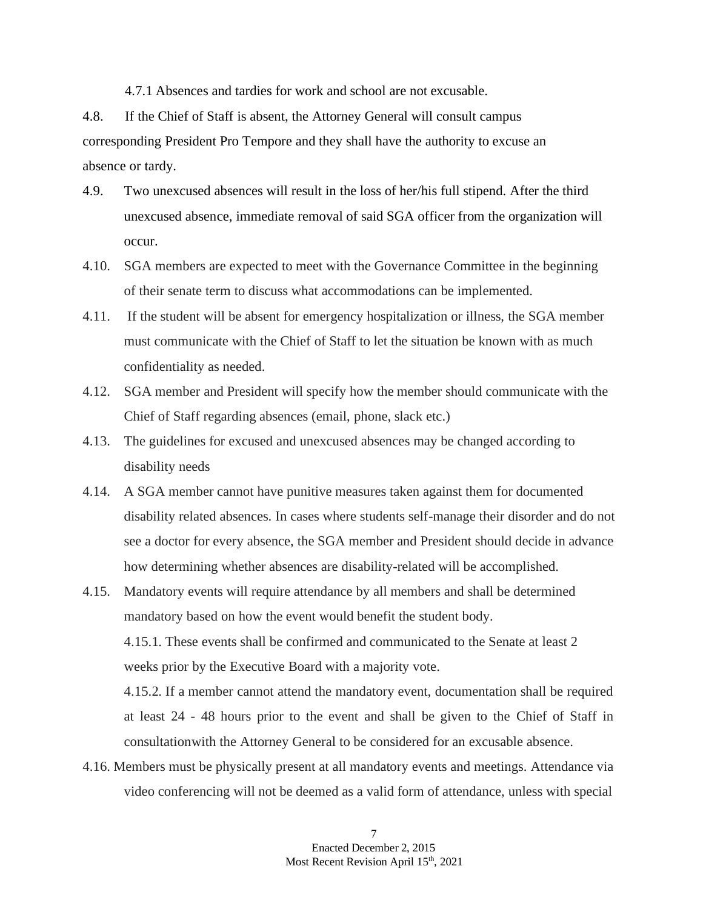4.7.1 Absences and tardies for work and school are not excusable.

4.8. If the Chief of Staff is absent, the Attorney General will consult campus corresponding President Pro Tempore and they shall have the authority to excuse an absence or tardy.

4.9. Two unexcused absences will result in the loss of her/his full stipend. After the third unexcused absence, immediate removal of said SGA officer from the organization will occur.

4.10. SGA members are expected to meet with the Governance Committee in the beginning of their senate term to discuss what accommodations can be implemented.

4.11. If the student will be absent for emergency hospitalization or illness, the SGA member must communicate with the Chief of Staff to let the situation be known with as much confidentiality as needed.

4.12. SGA member and President will specify how the member should communicate with the Chief of Staff regarding absences (email, phone, slack etc.)

4.13. The guidelines for excused and unexcused absences may be changed according to disability needs

4.14. A SGA member cannot have punitive measures taken against them for documented disability related absences. In cases where students self-manage their disorder and do not see a doctor for every absence, the SGA member and President should decide in advance how determining whether absences are disability-related will be accomplished.

4.15. Mandatory events will require attendance by all members and shall be determined mandatory based on how the event would benefit the student body.

4.15.1. These events shall be confirmed and communicated to the Senate at least 2 weeks prior by the Executive Board with a majority vote.

4.15.2. If a member cannot attend the mandatory event, documentation shall be required at least 24 - 48 hours prior to the event and shall be given to the Chief of Staff in consultationwith the Attorney General to be considered for an excusable absence.

4.16. Members must be physically present at all mandatory events and meetings. Attendance via video conferencing will not be deemed as a valid form of attendance, unless with special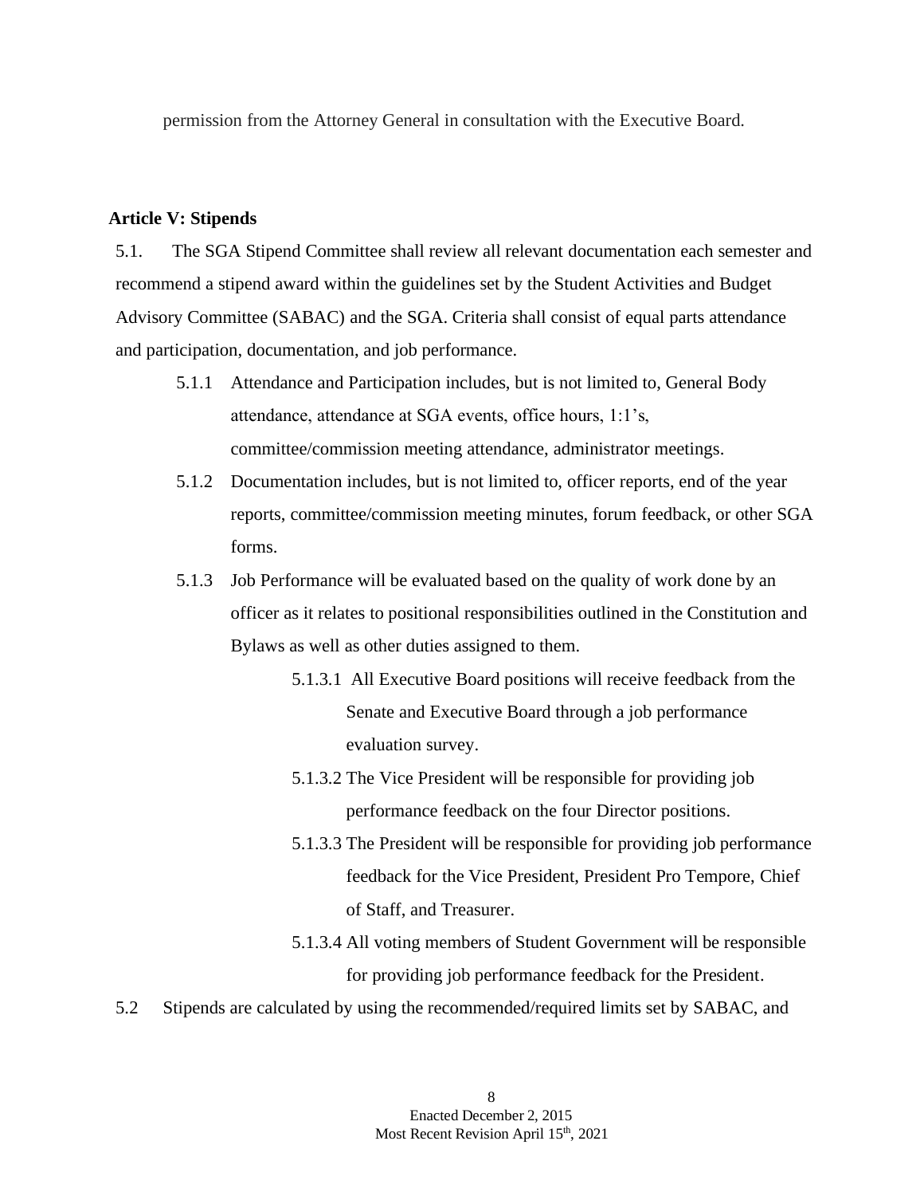permission from the Attorney General in consultation with the Executive Board.

**Article V: Stipends**

5.1. The SGA Stipend Committee shall review all relevant documentation each semester and recommend a stipend award within the guidelines set by the Student Activities and Budget Advisory Committee (SABAC) and the SGA. Criteria shall consist of equal parts attendance and participation, documentation, and job performance.

- 5.1.1 Attendance and Participation includes, but is not limited to, General Body attendance, attendance at SGA events, office hours, 1:1's, committee/commission meeting attendance, administrator meetings.
- 5.1.2 Documentation includes, but is not limited to, officer reports, end of the year reports, committee/commission meeting minutes, forum feedback, or other SGA forms.
- 5.1.3 Job Performance will be evaluated based on the quality of work done by an officer as it relates to positional responsibilities outlined in the Constitution and Bylaws as well as other duties assigned to them.
  - 5.1.3.1 All Executive Board positions will receive feedback from the Senate and Executive Board through a job performance evaluation survey.
  - 5.1.3.2 The Vice President will be responsible for providing job performance feedback on the four Director positions.
  - 5.1.3.3 The President will be responsible for providing job performance feedback for the Vice President, President Pro Tempore, Chief of Staff, and Treasurer.
  - 5.1.3.4 All voting members of Student Government will be responsible for providing job performance feedback for the President.

5.2 Stipends are calculated by using the recommended/required limits set by SABAC, and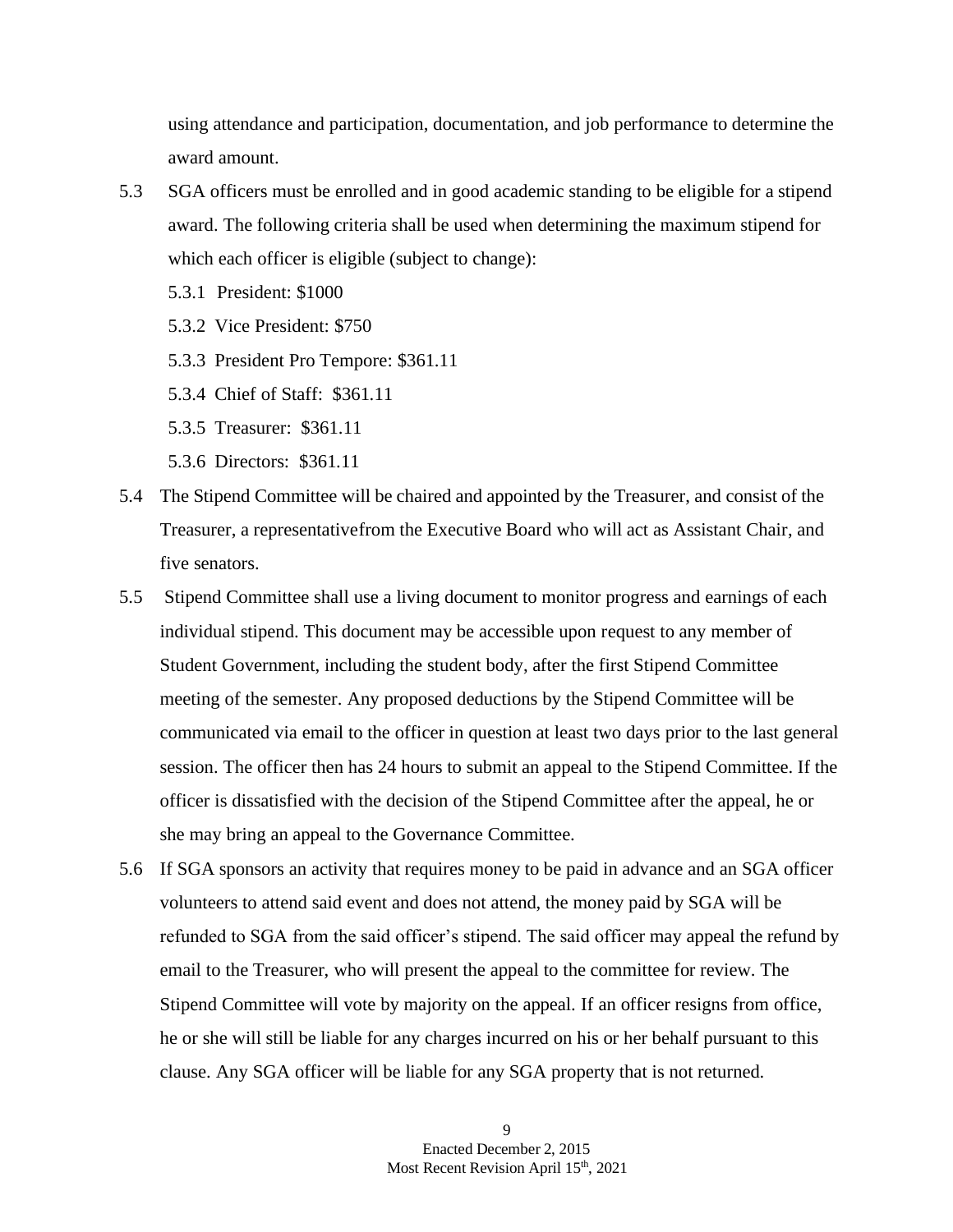using attendance and participation, documentation, and job performance to determine the award amount.

5.3 SGA officers must be enrolled and in good academic standing to be eligible for a stipend award. The following criteria shall be used when determining the maximum stipend for which each officer is eligible (subject to change):

   5.3.1 President: $1000

   5.3.2 Vice President: $750

   5.3.3 President Pro Tempore: $361.11

   5.3.4 Chief of Staff: $361.11

   5.3.5 Treasurer: $361.11

   5.3.6 Directors: $361.11

5.4 The Stipend Committee will be chaired and appointed by the Treasurer, and consist of the Treasurer, a representativefrom the Executive Board who will act as Assistant Chair, and five senators.

5.5 Stipend Committee shall use a living document to monitor progress and earnings of each individual stipend. This document may be accessible upon request to any member of Student Government, including the student body, after the first Stipend Committee meeting of the semester. Any proposed deductions by the Stipend Committee will be communicated via email to the officer in question at least two days prior to the last general session. The officer then has 24 hours to submit an appeal to the Stipend Committee. If the officer is dissatisfied with the decision of the Stipend Committee after the appeal, he or she may bring an appeal to the Governance Committee.

5.6 If SGA sponsors an activity that requires money to be paid in advance and an SGA officer volunteers to attend said event and does not attend, the money paid by SGA will be refunded to SGA from the said officer's stipend. The said officer may appeal the refund by email to the Treasurer, who will present the appeal to the committee for review. The Stipend Committee will vote by majority on the appeal. If an officer resigns from office, he or she will still be liable for any charges incurred on his or her behalf pursuant to this clause. Any SGA officer will be liable for any SGA property that is not returned.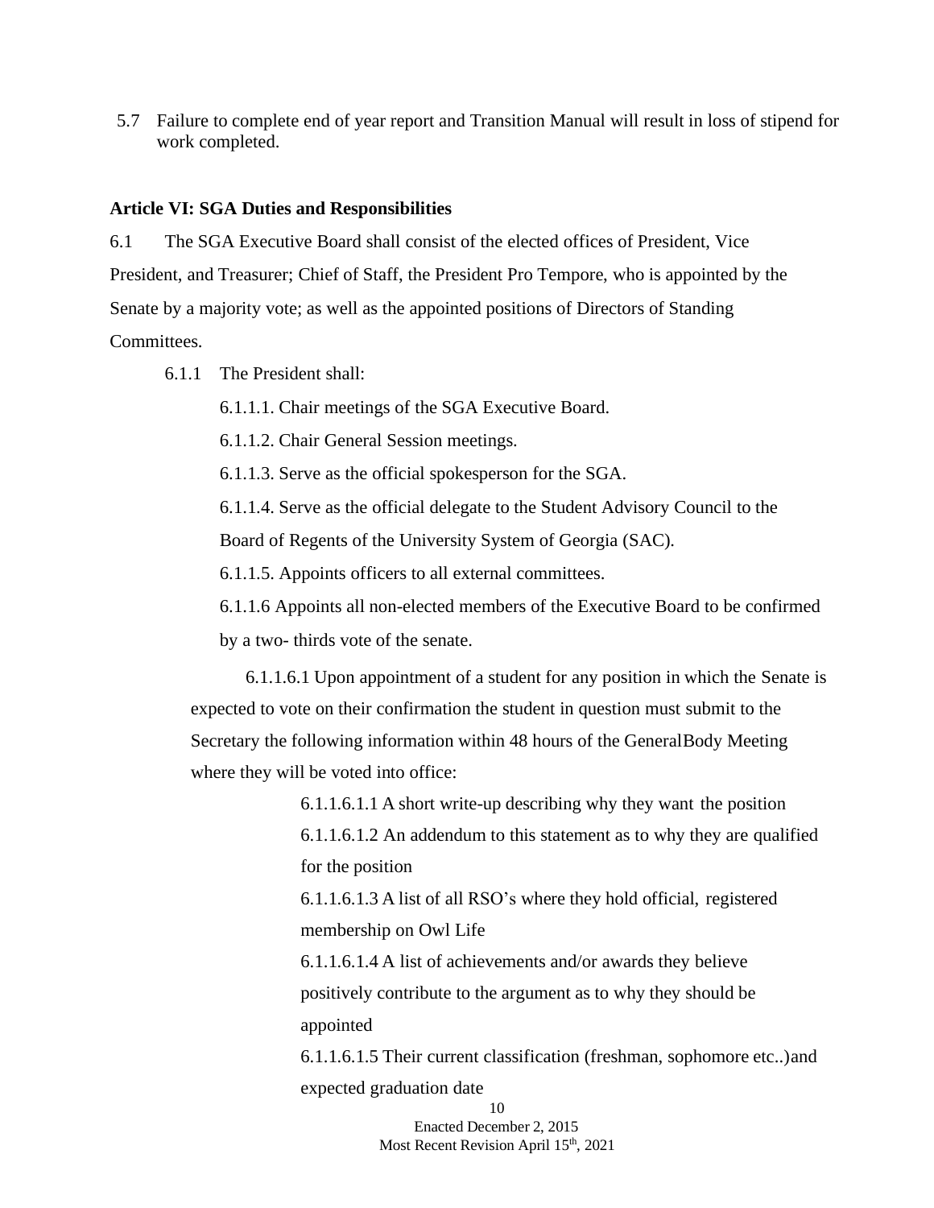5.7 Failure to complete end of year report and Transition Manual will result in loss of stipend for work completed.

**Article VI: SGA Duties and Responsibilities**

6.1 The SGA Executive Board shall consist of the elected offices of President, Vice President, and Treasurer; Chief of Staff, the President Pro Tempore, who is appointed by the Senate by a majority vote; as well as the appointed positions of Directors of Standing Committees.

6.1.1 The President shall:

6.1.1.1. Chair meetings of the SGA Executive Board.

6.1.1.2. Chair General Session meetings.

6.1.1.3. Serve as the official spokesperson for the SGA.

6.1.1.4. Serve as the official delegate to the Student Advisory Council to the Board of Regents of the University System of Georgia (SAC).

6.1.1.5. Appoints officers to all external committees.

6.1.1.6 Appoints all non-elected members of the Executive Board to be confirmed by a two- thirds vote of the senate.

6.1.1.6.1 Upon appointment of a student for any position in which the Senate is expected to vote on their confirmation the student in question must submit to the Secretary the following information within 48 hours of the GeneralBody Meeting where they will be voted into office:

6.1.1.6.1.1 A short write-up describing why they want the position

6.1.1.6.1.2 An addendum to this statement as to why they are qualified for the position

6.1.1.6.1.3 A list of all RSO's where they hold official, registered membership on Owl Life

6.1.1.6.1.4 A list of achievements and/or awards they believe positively contribute to the argument as to why they should be appointed

6.1.1.6.1.5 Their current classification (freshman, sophomore etc..)and expected graduation date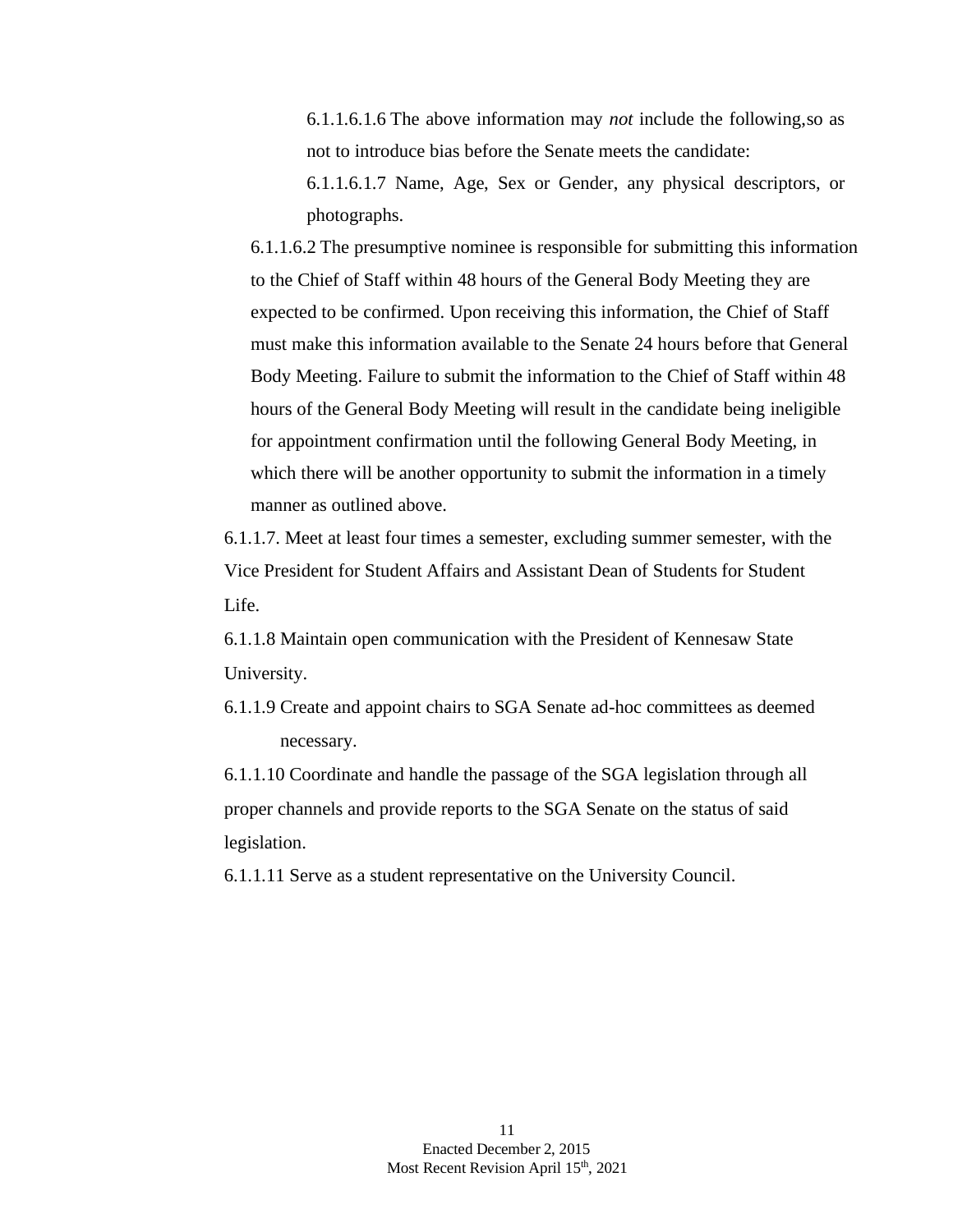6.1.1.6.1.6 The above information may *not* include the following,so as not to introduce bias before the Senate meets the candidate:

6.1.1.6.1.7 Name, Age, Sex or Gender, any physical descriptors, or photographs.

6.1.1.6.2 The presumptive nominee is responsible for submitting this information to the Chief of Staff within 48 hours of the General Body Meeting they are expected to be confirmed. Upon receiving this information, the Chief of Staff must make this information available to the Senate 24 hours before that General Body Meeting. Failure to submit the information to the Chief of Staff within 48 hours of the General Body Meeting will result in the candidate being ineligible for appointment confirmation until the following General Body Meeting, in which there will be another opportunity to submit the information in a timely manner as outlined above.

6.1.1.7. Meet at least four times a semester, excluding summer semester, with the Vice President for Student Affairs and Assistant Dean of Students for Student Life.

6.1.1.8 Maintain open communication with the President of Kennesaw State University.

6.1.1.9 Create and appoint chairs to SGA Senate ad-hoc committees as deemed necessary.

6.1.1.10 Coordinate and handle the passage of the SGA legislation through all proper channels and provide reports to the SGA Senate on the status of said legislation.

6.1.1.11 Serve as a student representative on the University Council.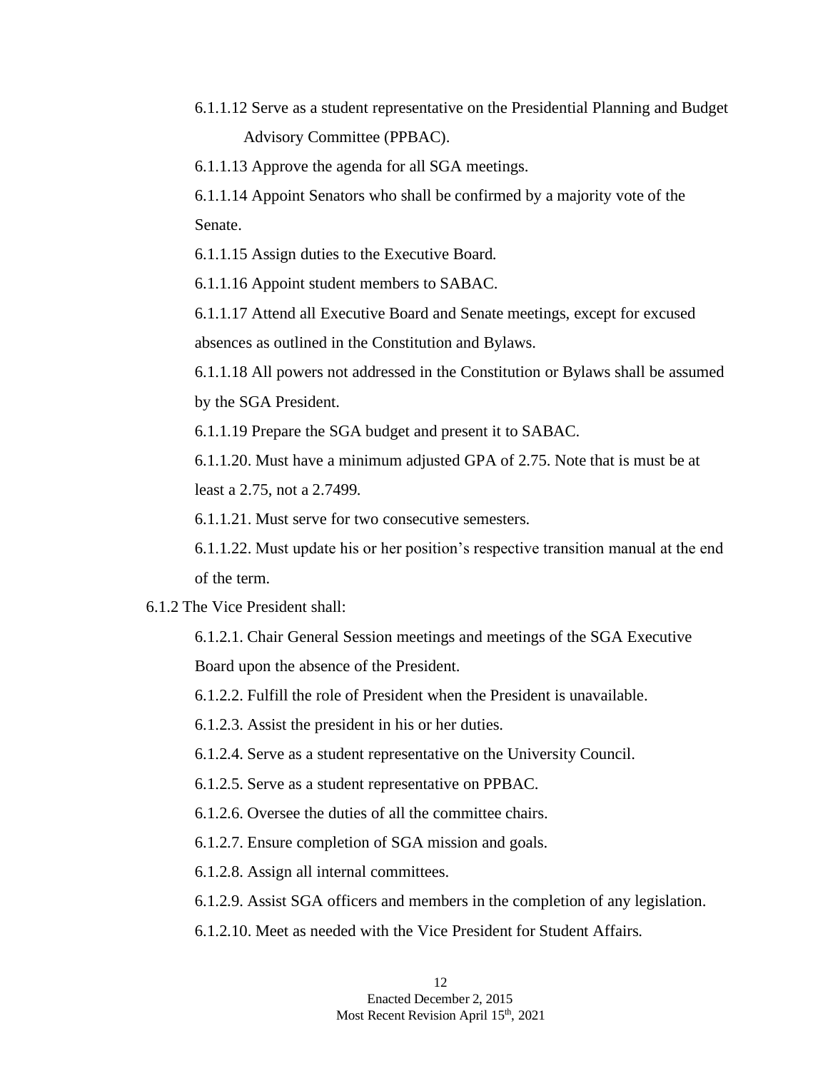6.1.1.12 Serve as a student representative on the Presidential Planning and Budget Advisory Committee (PPBAC).

6.1.1.13 Approve the agenda for all SGA meetings.

6.1.1.14 Appoint Senators who shall be confirmed by a majority vote of the Senate.

6.1.1.15 Assign duties to the Executive Board.

6.1.1.16 Appoint student members to SABAC.

6.1.1.17 Attend all Executive Board and Senate meetings, except for excused absences as outlined in the Constitution and Bylaws.

6.1.1.18 All powers not addressed in the Constitution or Bylaws shall be assumed by the SGA President.

6.1.1.19 Prepare the SGA budget and present it to SABAC.

6.1.1.20. Must have a minimum adjusted GPA of 2.75. Note that is must be at least a 2.75, not a 2.7499.

6.1.1.21. Must serve for two consecutive semesters.

6.1.1.22. Must update his or her position's respective transition manual at the end of the term.

6.1.2 The Vice President shall:

6.1.2.1. Chair General Session meetings and meetings of the SGA Executive Board upon the absence of the President.

6.1.2.2. Fulfill the role of President when the President is unavailable.

6.1.2.3. Assist the president in his or her duties.

6.1.2.4. Serve as a student representative on the University Council.

6.1.2.5. Serve as a student representative on PPBAC.

6.1.2.6. Oversee the duties of all the committee chairs.

6.1.2.7. Ensure completion of SGA mission and goals.

6.1.2.8. Assign all internal committees.

6.1.2.9. Assist SGA officers and members in the completion of any legislation.

6.1.2.10. Meet as needed with the Vice President for Student Affairs.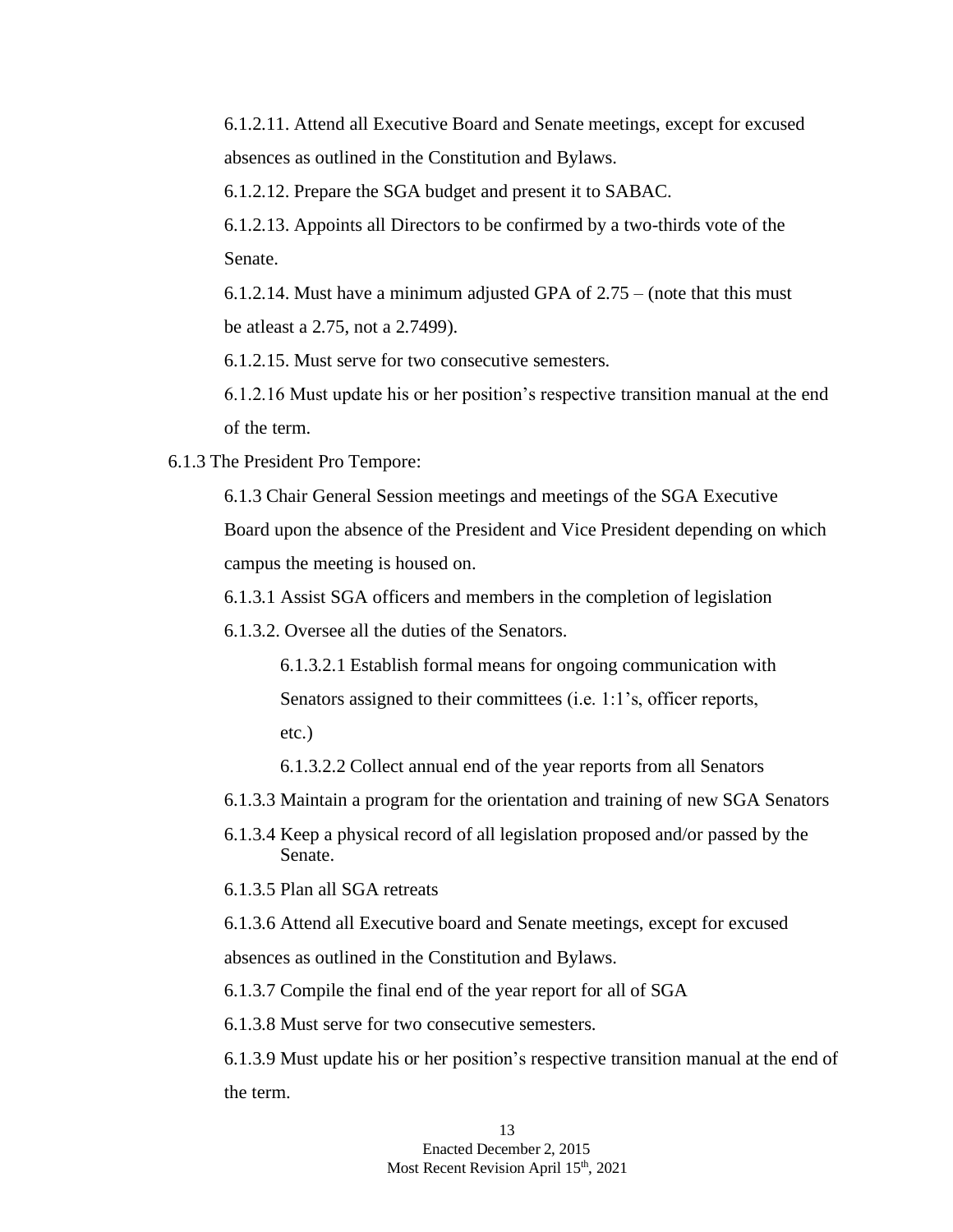6.1.2.11. Attend all Executive Board and Senate meetings, except for excused absences as outlined in the Constitution and Bylaws.

6.1.2.12. Prepare the SGA budget and present it to SABAC.

6.1.2.13. Appoints all Directors to be confirmed by a two-thirds vote of the Senate.

6.1.2.14. Must have a minimum adjusted GPA of 2.75 – (note that this must be atleast a 2.75, not a 2.7499).

6.1.2.15. Must serve for two consecutive semesters.

6.1.2.16 Must update his or her position's respective transition manual at the end of the term.

6.1.3 The President Pro Tempore:

6.1.3 Chair General Session meetings and meetings of the SGA Executive Board upon the absence of the President and Vice President depending on which campus the meeting is housed on.

6.1.3.1 Assist SGA officers and members in the completion of legislation

6.1.3.2. Oversee all the duties of the Senators.

6.1.3.2.1 Establish formal means for ongoing communication with Senators assigned to their committees (i.e. 1:1's, officer reports, etc.)

6.1.3.2.2 Collect annual end of the year reports from all Senators

6.1.3.3 Maintain a program for the orientation and training of new SGA Senators

6.1.3.4 Keep a physical record of all legislation proposed and/or passed by the Senate.

6.1.3.5 Plan all SGA retreats

6.1.3.6 Attend all Executive board and Senate meetings, except for excused absences as outlined in the Constitution and Bylaws.

6.1.3.7 Compile the final end of the year report for all of SGA

6.1.3.8 Must serve for two consecutive semesters.

6.1.3.9 Must update his or her position's respective transition manual at the end of the term.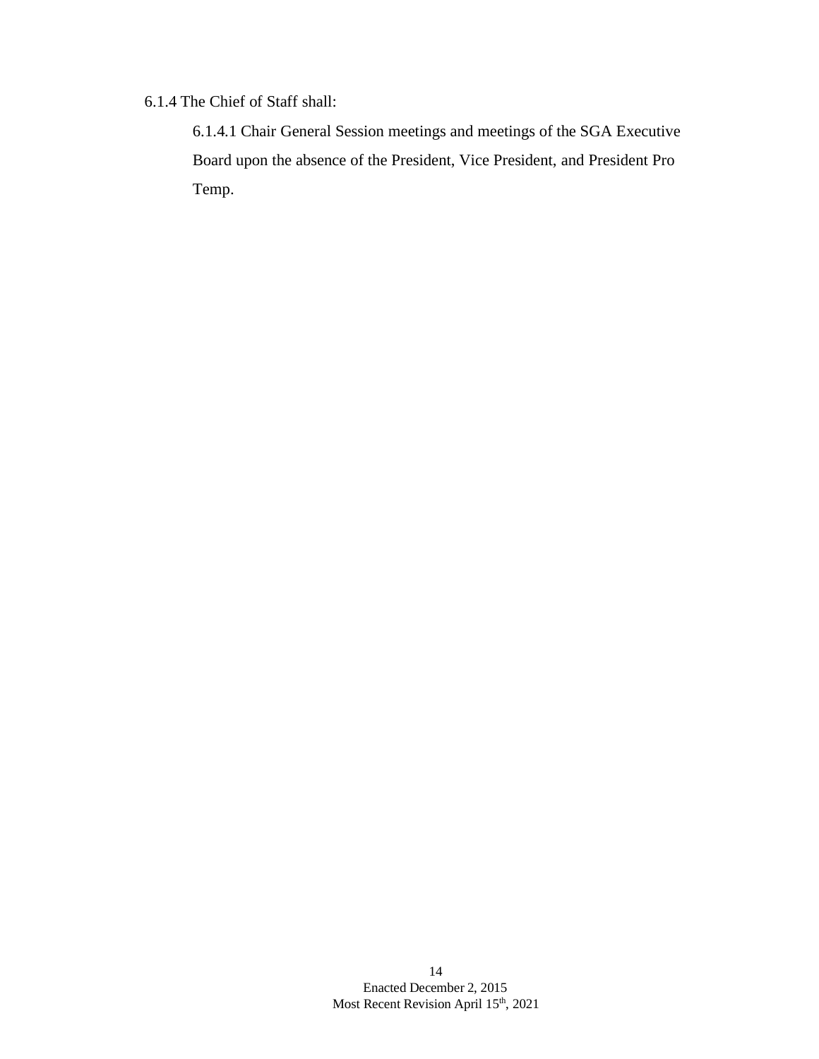6.1.4 The Chief of Staff shall:

6.1.4.1 Chair General Session meetings and meetings of the SGA Executive Board upon the absence of the President, Vice President, and President Pro Temp.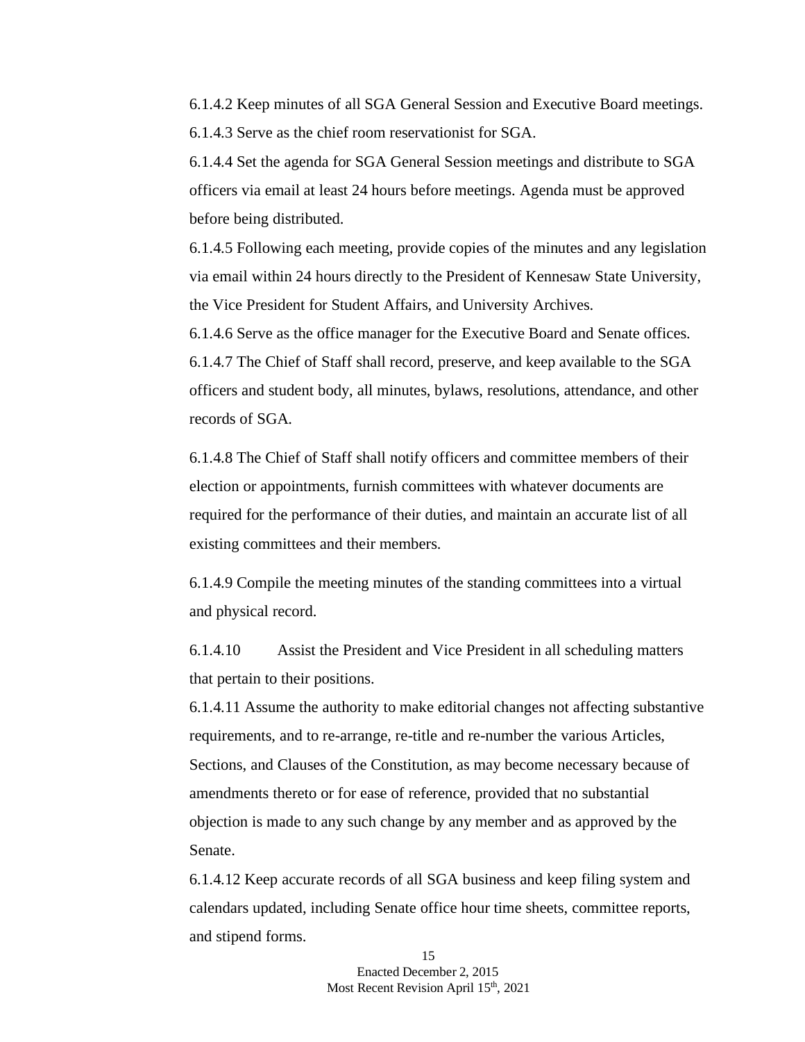6.1.4.2 Keep minutes of all SGA General Session and Executive Board meetings.

6.1.4.3 Serve as the chief room reservationist for SGA.

6.1.4.4 Set the agenda for SGA General Session meetings and distribute to SGA officers via email at least 24 hours before meetings. Agenda must be approved before being distributed.

6.1.4.5 Following each meeting, provide copies of the minutes and any legislation via email within 24 hours directly to the President of Kennesaw State University, the Vice President for Student Affairs, and University Archives.

6.1.4.6 Serve as the office manager for the Executive Board and Senate offices.

6.1.4.7 The Chief of Staff shall record, preserve, and keep available to the SGA officers and student body, all minutes, bylaws, resolutions, attendance, and other records of SGA.

6.1.4.8 The Chief of Staff shall notify officers and committee members of their election or appointments, furnish committees with whatever documents are required for the performance of their duties, and maintain an accurate list of all existing committees and their members.

6.1.4.9 Compile the meeting minutes of the standing committees into a virtual and physical record.

6.1.4.10 Assist the President and Vice President in all scheduling matters that pertain to their positions.

6.1.4.11 Assume the authority to make editorial changes not affecting substantive requirements, and to re-arrange, re-title and re-number the various Articles, Sections, and Clauses of the Constitution, as may become necessary because of amendments thereto or for ease of reference, provided that no substantial objection is made to any such change by any member and as approved by the Senate.

6.1.4.12 Keep accurate records of all SGA business and keep filing system and calendars updated, including Senate office hour time sheets, committee reports, and stipend forms.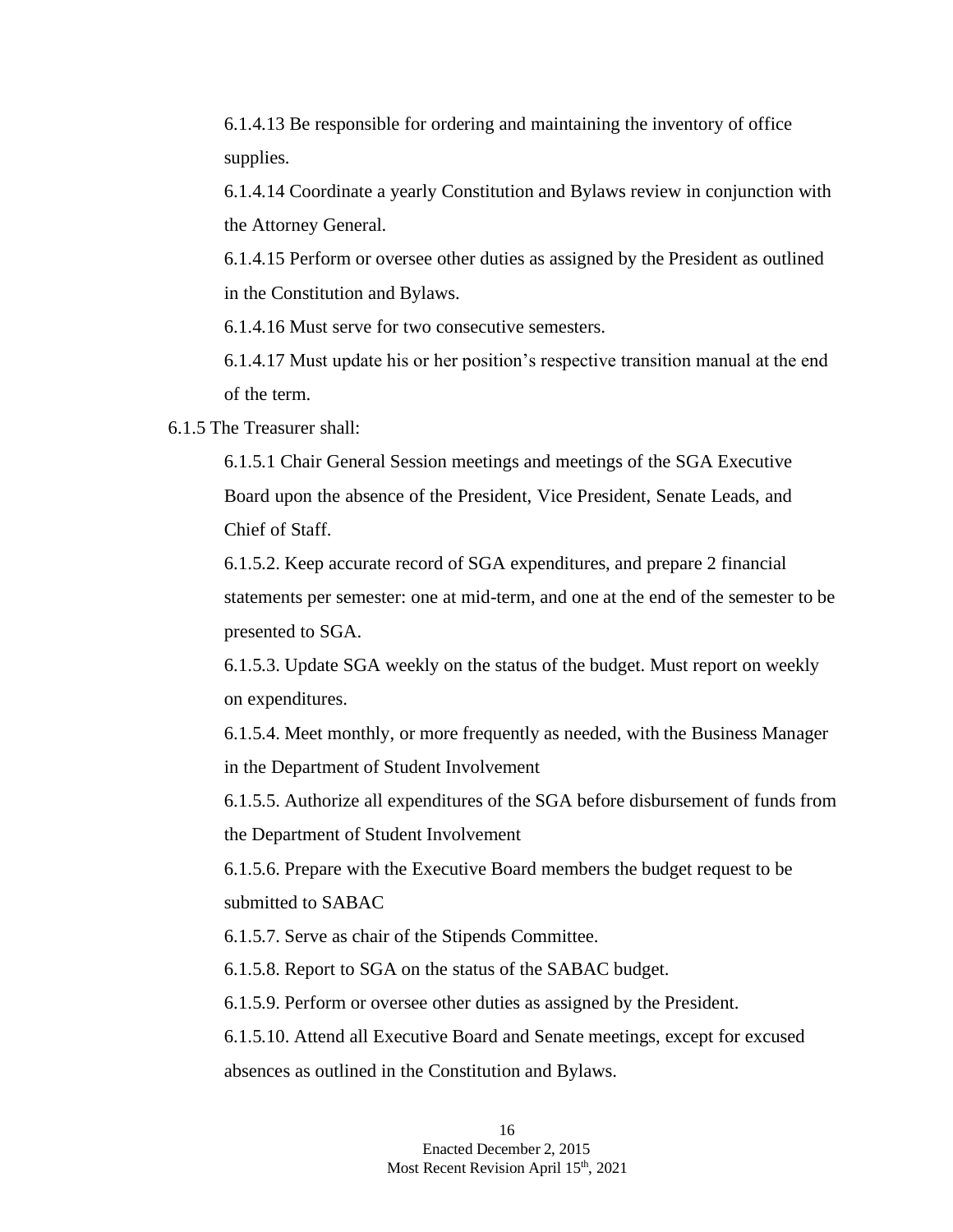6.1.4.13 Be responsible for ordering and maintaining the inventory of office supplies.

6.1.4.14 Coordinate a yearly Constitution and Bylaws review in conjunction with the Attorney General.

6.1.4.15 Perform or oversee other duties as assigned by the President as outlined in the Constitution and Bylaws.

6.1.4.16 Must serve for two consecutive semesters.

6.1.4.17 Must update his or her position's respective transition manual at the end of the term.

6.1.5 The Treasurer shall:

6.1.5.1 Chair General Session meetings and meetings of the SGA Executive Board upon the absence of the President, Vice President, Senate Leads, and Chief of Staff.

6.1.5.2. Keep accurate record of SGA expenditures, and prepare 2 financial statements per semester: one at mid-term, and one at the end of the semester to be presented to SGA.

6.1.5.3. Update SGA weekly on the status of the budget. Must report on weekly on expenditures.

6.1.5.4. Meet monthly, or more frequently as needed, with the Business Manager in the Department of Student Involvement

6.1.5.5. Authorize all expenditures of the SGA before disbursement of funds from the Department of Student Involvement

6.1.5.6. Prepare with the Executive Board members the budget request to be submitted to SABAC

6.1.5.7. Serve as chair of the Stipends Committee.

6.1.5.8. Report to SGA on the status of the SABAC budget.

6.1.5.9. Perform or oversee other duties as assigned by the President.

6.1.5.10. Attend all Executive Board and Senate meetings, except for excused absences as outlined in the Constitution and Bylaws.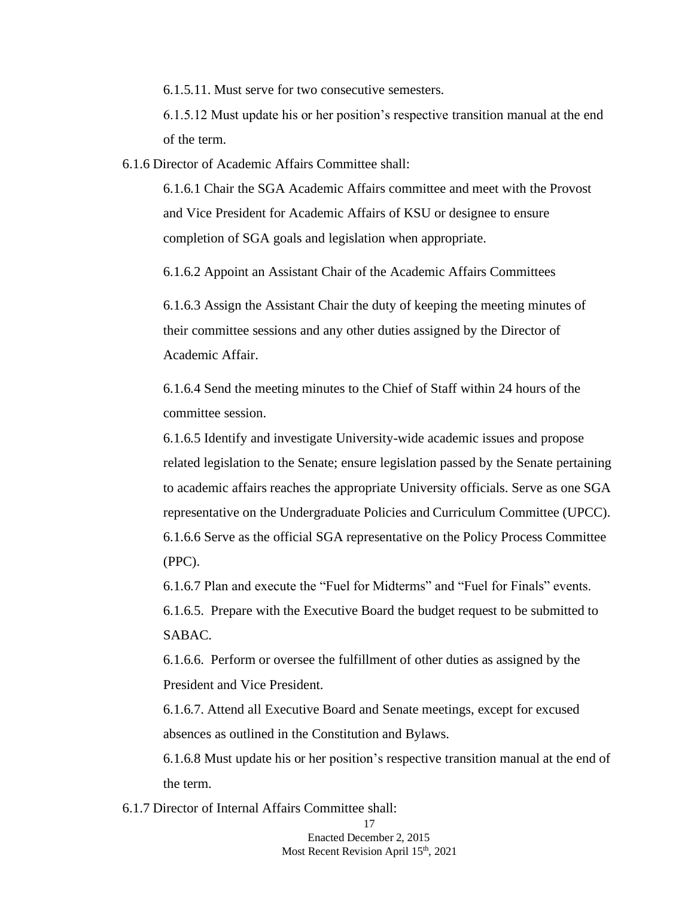6.1.5.11. Must serve for two consecutive semesters.

6.1.5.12 Must update his or her position's respective transition manual at the end of the term.

6.1.6 Director of Academic Affairs Committee shall:

6.1.6.1 Chair the SGA Academic Affairs committee and meet with the Provost and Vice President for Academic Affairs of KSU or designee to ensure completion of SGA goals and legislation when appropriate.

6.1.6.2 Appoint an Assistant Chair of the Academic Affairs Committees

6.1.6.3 Assign the Assistant Chair the duty of keeping the meeting minutes of their committee sessions and any other duties assigned by the Director of Academic Affair.

6.1.6.4 Send the meeting minutes to the Chief of Staff within 24 hours of the committee session.

6.1.6.5 Identify and investigate University-wide academic issues and propose related legislation to the Senate; ensure legislation passed by the Senate pertaining to academic affairs reaches the appropriate University officials. Serve as one SGA representative on the Undergraduate Policies and Curriculum Committee (UPCC).

6.1.6.6 Serve as the official SGA representative on the Policy Process Committee (PPC).

6.1.6.7 Plan and execute the "Fuel for Midterms" and "Fuel for Finals" events.

6.1.6.5. Prepare with the Executive Board the budget request to be submitted to SABAC.

6.1.6.6. Perform or oversee the fulfillment of other duties as assigned by the President and Vice President.

6.1.6.7. Attend all Executive Board and Senate meetings, except for excused absences as outlined in the Constitution and Bylaws.

6.1.6.8 Must update his or her position's respective transition manual at the end of the term.

6.1.7 Director of Internal Affairs Committee shall: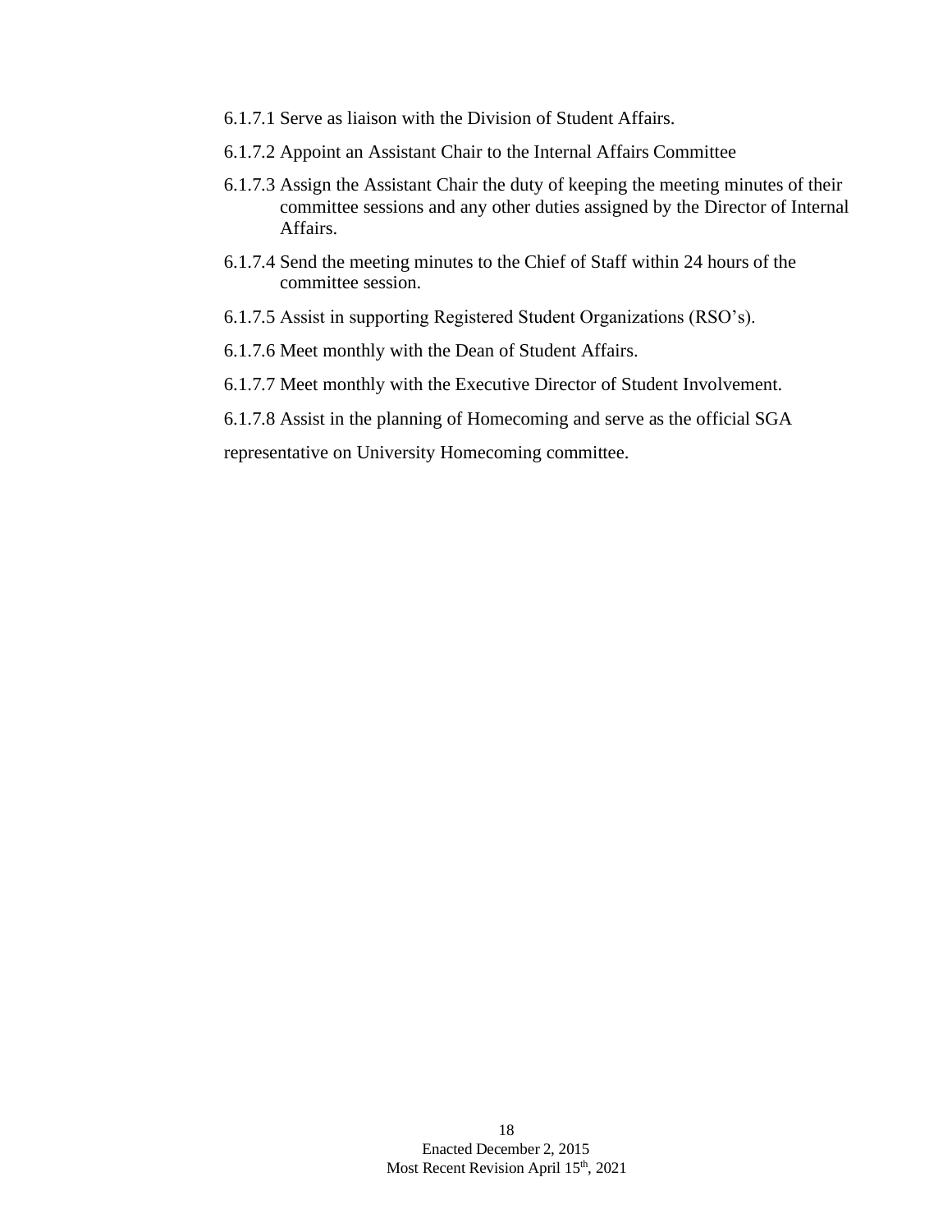6.1.7.1 Serve as liaison with the Division of Student Affairs.

6.1.7.2 Appoint an Assistant Chair to the Internal Affairs Committee

6.1.7.3 Assign the Assistant Chair the duty of keeping the meeting minutes of their committee sessions and any other duties assigned by the Director of Internal Affairs.

6.1.7.4 Send the meeting minutes to the Chief of Staff within 24 hours of the committee session.

6.1.7.5 Assist in supporting Registered Student Organizations (RSO's).

6.1.7.6 Meet monthly with the Dean of Student Affairs.

6.1.7.7 Meet monthly with the Executive Director of Student Involvement.

6.1.7.8 Assist in the planning of Homecoming and serve as the official SGA representative on University Homecoming committee.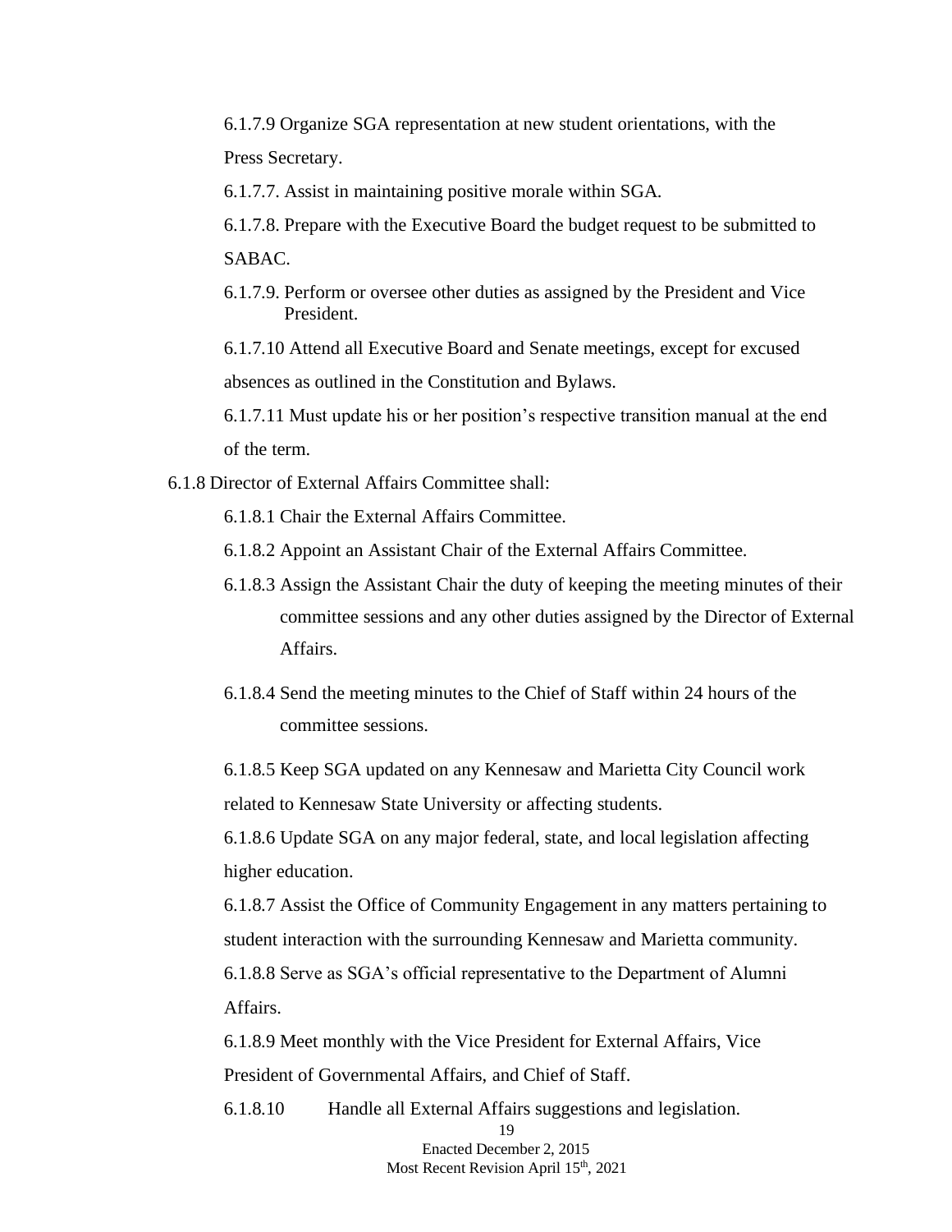6.1.7.9 Organize SGA representation at new student orientations, with the Press Secretary.

6.1.7.7. Assist in maintaining positive morale within SGA.

6.1.7.8. Prepare with the Executive Board the budget request to be submitted to SABAC.

6.1.7.9. Perform or oversee other duties as assigned by the President and Vice President.

6.1.7.10 Attend all Executive Board and Senate meetings, except for excused absences as outlined in the Constitution and Bylaws.

6.1.7.11 Must update his or her position's respective transition manual at the end of the term.

6.1.8 Director of External Affairs Committee shall:

6.1.8.1 Chair the External Affairs Committee.

6.1.8.2 Appoint an Assistant Chair of the External Affairs Committee.

6.1.8.3 Assign the Assistant Chair the duty of keeping the meeting minutes of their committee sessions and any other duties assigned by the Director of External Affairs.

6.1.8.4 Send the meeting minutes to the Chief of Staff within 24 hours of the committee sessions.

6.1.8.5 Keep SGA updated on any Kennesaw and Marietta City Council work related to Kennesaw State University or affecting students.

6.1.8.6 Update SGA on any major federal, state, and local legislation affecting higher education.

6.1.8.7 Assist the Office of Community Engagement in any matters pertaining to student interaction with the surrounding Kennesaw and Marietta community.

6.1.8.8 Serve as SGA's official representative to the Department of Alumni Affairs.

6.1.8.9 Meet monthly with the Vice President for External Affairs, Vice President of Governmental Affairs, and Chief of Staff.

6.1.8.10 Handle all External Affairs suggestions and legislation.

Enacted December 2, 2015
Most Recent Revision April 15th, 2021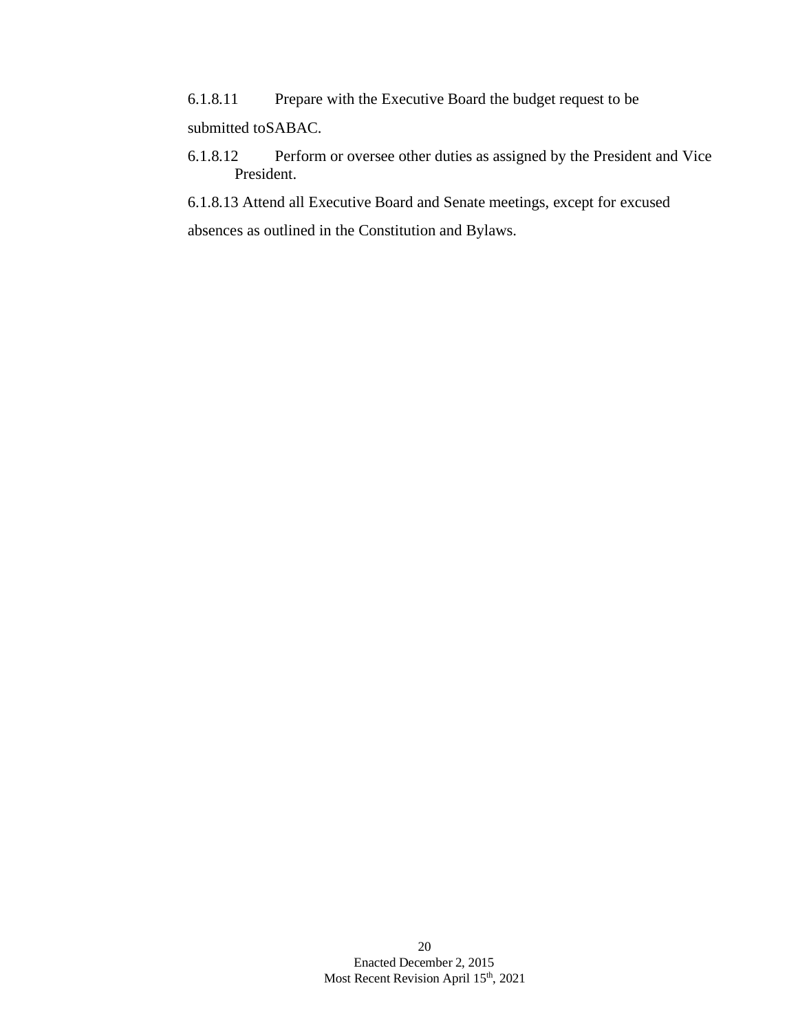6.1.8.11 Prepare with the Executive Board the budget request to be submitted toSABAC.

6.1.8.12 Perform or oversee other duties as assigned by the President and Vice President.

6.1.8.13 Attend all Executive Board and Senate meetings, except for excused absences as outlined in the Constitution and Bylaws.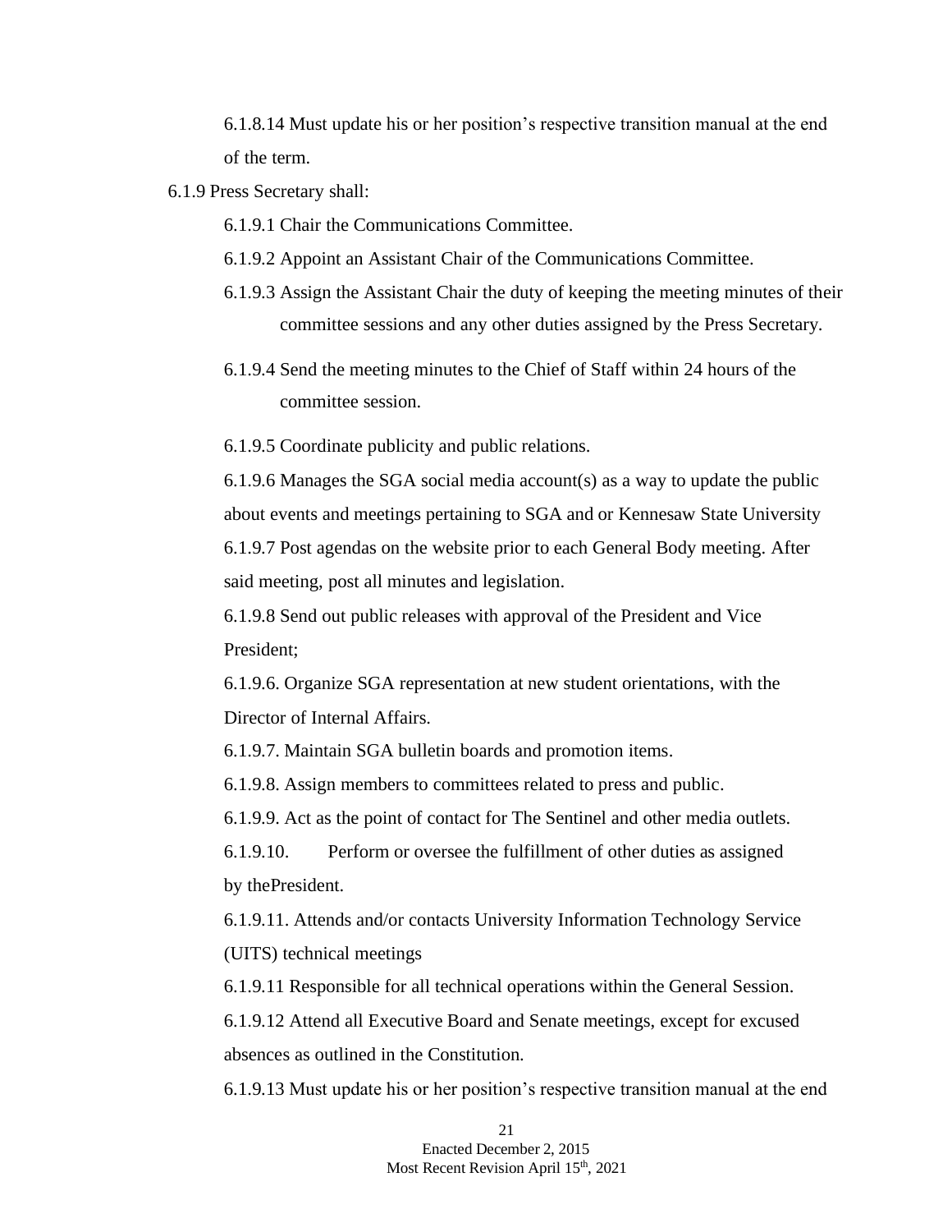6.1.8.14 Must update his or her position's respective transition manual at the end of the term.

6.1.9 Press Secretary shall:

6.1.9.1 Chair the Communications Committee.

6.1.9.2 Appoint an Assistant Chair of the Communications Committee.

6.1.9.3 Assign the Assistant Chair the duty of keeping the meeting minutes of their committee sessions and any other duties assigned by the Press Secretary.

6.1.9.4 Send the meeting minutes to the Chief of Staff within 24 hours of the committee session.

6.1.9.5 Coordinate publicity and public relations.

6.1.9.6 Manages the SGA social media account(s) as a way to update the public about events and meetings pertaining to SGA and or Kennesaw State University

6.1.9.7 Post agendas on the website prior to each General Body meeting. After said meeting, post all minutes and legislation.

6.1.9.8 Send out public releases with approval of the President and Vice President;

6.1.9.6. Organize SGA representation at new student orientations, with the Director of Internal Affairs.

6.1.9.7. Maintain SGA bulletin boards and promotion items.

6.1.9.8. Assign members to committees related to press and public.

6.1.9.9. Act as the point of contact for The Sentinel and other media outlets.

6.1.9.10. Perform or oversee the fulfillment of other duties as assigned by thePresident.

6.1.9.11. Attends and/or contacts University Information Technology Service (UITS) technical meetings

6.1.9.11 Responsible for all technical operations within the General Session.

6.1.9.12 Attend all Executive Board and Senate meetings, except for excused absences as outlined in the Constitution.

6.1.9.13 Must update his or her position's respective transition manual at the end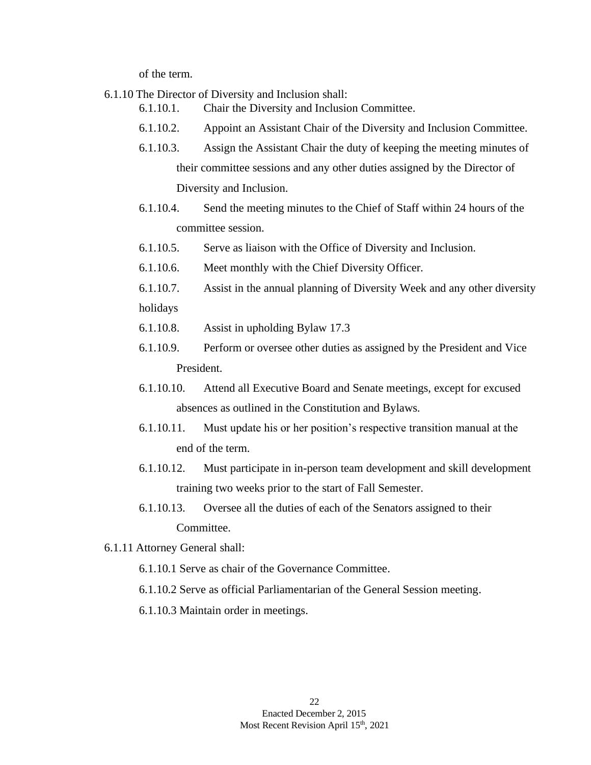of the term.

6.1.10 The Director of Diversity and Inclusion shall:

- 6.1.10.1. Chair the Diversity and Inclusion Committee.
- 6.1.10.2. Appoint an Assistant Chair of the Diversity and Inclusion Committee.
- 6.1.10.3. Assign the Assistant Chair the duty of keeping the meeting minutes of their committee sessions and any other duties assigned by the Director of Diversity and Inclusion.
- 6.1.10.4. Send the meeting minutes to the Chief of Staff within 24 hours of the committee session.
- 6.1.10.5. Serve as liaison with the Office of Diversity and Inclusion.
- 6.1.10.6. Meet monthly with the Chief Diversity Officer.
- 6.1.10.7. Assist in the annual planning of Diversity Week and any other diversity holidays
- 6.1.10.8. Assist in upholding Bylaw 17.3
- 6.1.10.9. Perform or oversee other duties as assigned by the President and Vice President.
- 6.1.10.10. Attend all Executive Board and Senate meetings, except for excused absences as outlined in the Constitution and Bylaws.
- 6.1.10.11. Must update his or her position's respective transition manual at the end of the term.
- 6.1.10.12. Must participate in in-person team development and skill development training two weeks prior to the start of Fall Semester.
- 6.1.10.13. Oversee all the duties of each of the Senators assigned to their Committee.

6.1.11 Attorney General shall:

- 6.1.10.1 Serve as chair of the Governance Committee.
- 6.1.10.2 Serve as official Parliamentarian of the General Session meeting.
- 6.1.10.3 Maintain order in meetings.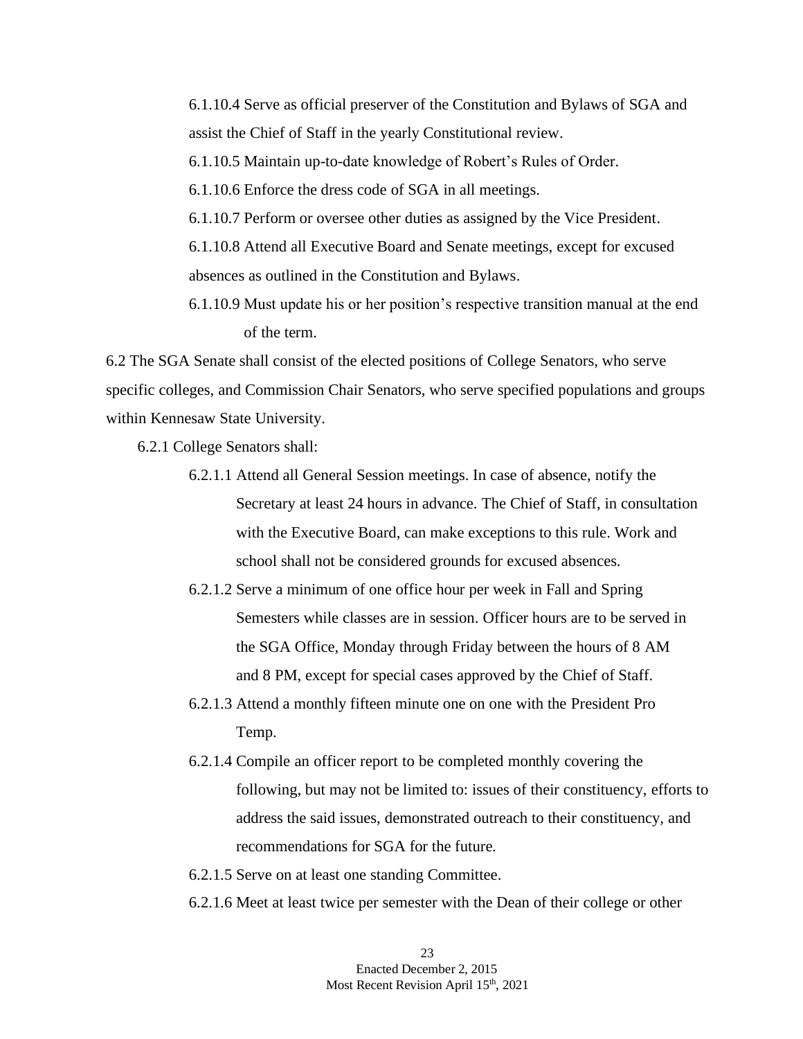6.1.10.4 Serve as official preserver of the Constitution and Bylaws of SGA and assist the Chief of Staff in the yearly Constitutional review.

6.1.10.5 Maintain up-to-date knowledge of Robert's Rules of Order.

6.1.10.6 Enforce the dress code of SGA in all meetings.

6.1.10.7 Perform or oversee other duties as assigned by the Vice President.

6.1.10.8 Attend all Executive Board and Senate meetings, except for excused absences as outlined in the Constitution and Bylaws.

6.1.10.9 Must update his or her position's respective transition manual at the end of the term.

6.2 The SGA Senate shall consist of the elected positions of College Senators, who serve specific colleges, and Commission Chair Senators, who serve specified populations and groups within Kennesaw State University.

6.2.1 College Senators shall:

6.2.1.1 Attend all General Session meetings. In case of absence, notify the Secretary at least 24 hours in advance. The Chief of Staff, in consultation with the Executive Board, can make exceptions to this rule. Work and school shall not be considered grounds for excused absences.

6.2.1.2 Serve a minimum of one office hour per week in Fall and Spring Semesters while classes are in session. Officer hours are to be served in the SGA Office, Monday through Friday between the hours of 8 AM and 8 PM, except for special cases approved by the Chief of Staff.

6.2.1.3 Attend a monthly fifteen minute one on one with the President Pro Temp.

6.2.1.4 Compile an officer report to be completed monthly covering the following, but may not be limited to: issues of their constituency, efforts to address the said issues, demonstrated outreach to their constituency, and recommendations for SGA for the future.

6.2.1.5 Serve on at least one standing Committee.

6.2.1.6 Meet at least twice per semester with the Dean of their college or other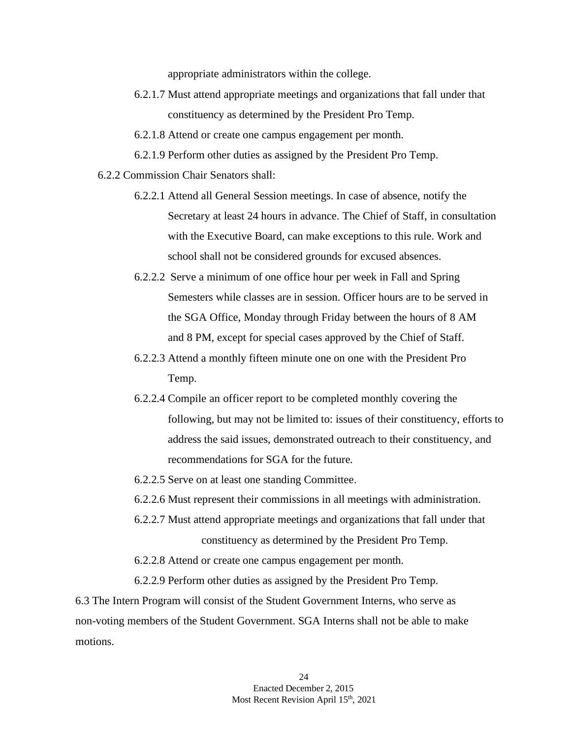appropriate administrators within the college.

- 6.2.1.7 Must attend appropriate meetings and organizations that fall under that constituency as determined by the President Pro Temp.
- 6.2.1.8 Attend or create one campus engagement per month.
- 6.2.1.9 Perform other duties as assigned by the President Pro Temp.

6.2.2 Commission Chair Senators shall:

- 6.2.2.1 Attend all General Session meetings. In case of absence, notify the Secretary at least 24 hours in advance. The Chief of Staff, in consultation with the Executive Board, can make exceptions to this rule. Work and school shall not be considered grounds for excused absences.
- 6.2.2.2 Serve a minimum of one office hour per week in Fall and Spring Semesters while classes are in session. Officer hours are to be served in the SGA Office, Monday through Friday between the hours of 8 AM and 8 PM, except for special cases approved by the Chief of Staff.
- 6.2.2.3 Attend a monthly fifteen minute one on one with the President Pro Temp.
- 6.2.2.4 Compile an officer report to be completed monthly covering the following, but may not be limited to: issues of their constituency, efforts to address the said issues, demonstrated outreach to their constituency, and recommendations for SGA for the future.
- 6.2.2.5 Serve on at least one standing Committee.
- 6.2.2.6 Must represent their commissions in all meetings with administration.
- 6.2.2.7 Must attend appropriate meetings and organizations that fall under that constituency as determined by the President Pro Temp.
- 6.2.2.8 Attend or create one campus engagement per month.
- 6.2.2.9 Perform other duties as assigned by the President Pro Temp.

6.3 The Intern Program will consist of the Student Government Interns, who serve as non-voting members of the Student Government. SGA Interns shall not be able to make motions.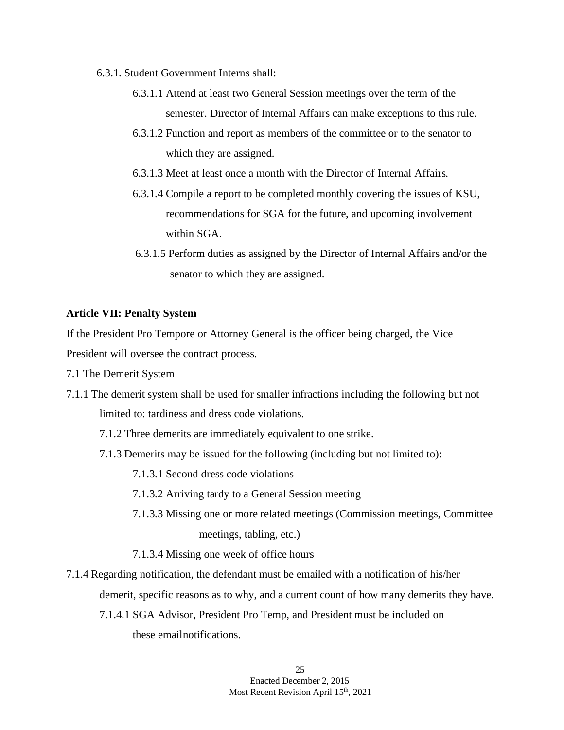6.3.1. Student Government Interns shall:

- 6.3.1.1 Attend at least two General Session meetings over the term of the semester. Director of Internal Affairs can make exceptions to this rule.
- 6.3.1.2 Function and report as members of the committee or to the senator to which they are assigned.
- 6.3.1.3 Meet at least once a month with the Director of Internal Affairs.
- 6.3.1.4 Compile a report to be completed monthly covering the issues of KSU, recommendations for SGA for the future, and upcoming involvement within SGA.
- 6.3.1.5 Perform duties as assigned by the Director of Internal Affairs and/or the senator to which they are assigned.

**Article VII: Penalty System**

If the President Pro Tempore or Attorney General is the officer being charged, the Vice President will oversee the contract process.

7.1 The Demerit System

7.1.1 The demerit system shall be used for smaller infractions including the following but not limited to: tardiness and dress code violations.

- 7.1.2 Three demerits are immediately equivalent to one strike.
- 7.1.3 Demerits may be issued for the following (including but not limited to):
  - 7.1.3.1 Second dress code violations
  - 7.1.3.2 Arriving tardy to a General Session meeting
  - 7.1.3.3 Missing one or more related meetings (Commission meetings, Committee meetings, tabling, etc.)
  - 7.1.3.4 Missing one week of office hours

7.1.4 Regarding notification, the defendant must be emailed with a notification of his/her demerit, specific reasons as to why, and a current count of how many demerits they have.

- 7.1.4.1 SGA Advisor, President Pro Temp, and President must be included on these emailnotifications.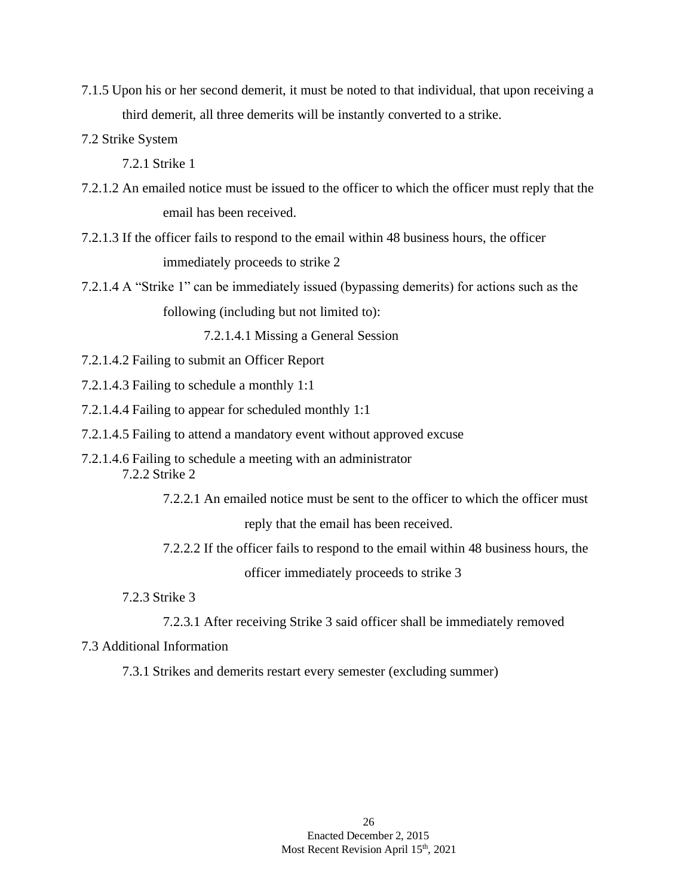7.1.5 Upon his or her second demerit, it must be noted to that individual, that upon receiving a third demerit, all three demerits will be instantly converted to a strike.

7.2 Strike System

7.2.1 Strike 1

7.2.1.2 An emailed notice must be issued to the officer to which the officer must reply that the email has been received.

7.2.1.3 If the officer fails to respond to the email within 48 business hours, the officer immediately proceeds to strike 2

7.2.1.4 A "Strike 1" can be immediately issued (bypassing demerits) for actions such as the following (including but not limited to):

7.2.1.4.1 Missing a General Session

7.2.1.4.2 Failing to submit an Officer Report

7.2.1.4.3 Failing to schedule a monthly 1:1

7.2.1.4.4 Failing to appear for scheduled monthly 1:1

7.2.1.4.5 Failing to attend a mandatory event without approved excuse

7.2.1.4.6 Failing to schedule a meeting with an administrator

7.2.2 Strike 2

7.2.2.1 An emailed notice must be sent to the officer to which the officer must reply that the email has been received.

7.2.2.2 If the officer fails to respond to the email within 48 business hours, the officer immediately proceeds to strike 3

7.2.3 Strike 3

7.2.3.1 After receiving Strike 3 said officer shall be immediately removed

7.3 Additional Information

7.3.1 Strikes and demerits restart every semester (excluding summer)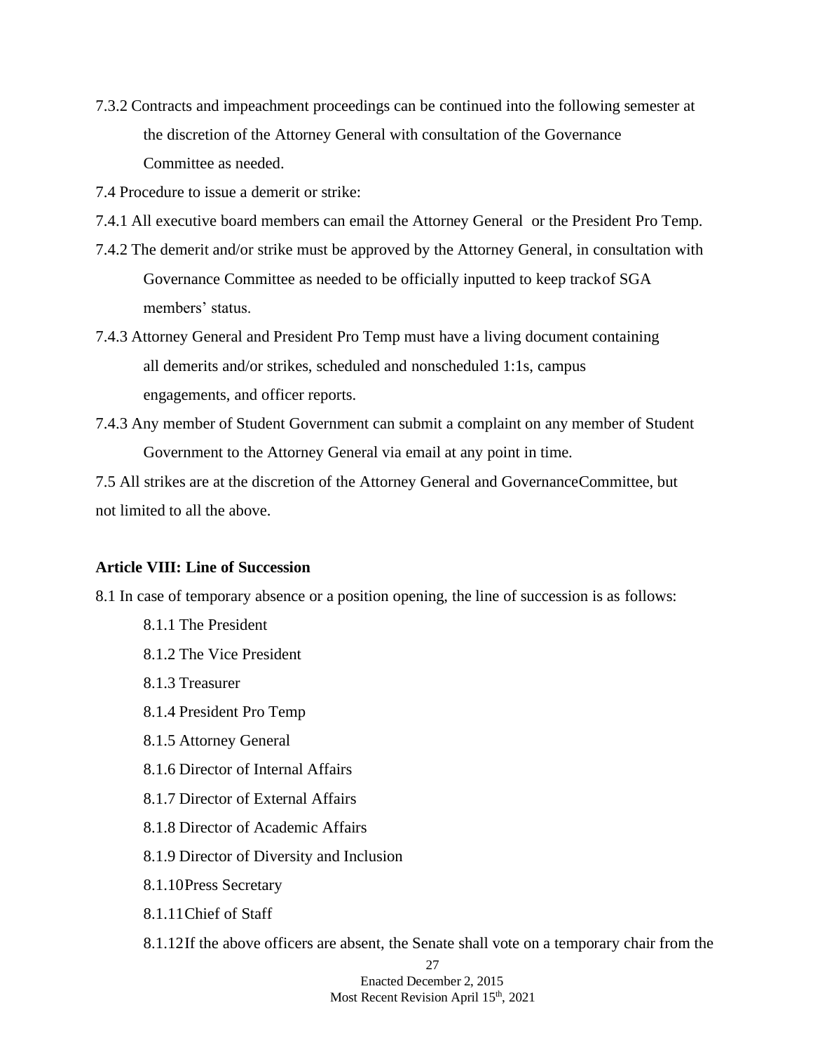7.3.2 Contracts and impeachment proceedings can be continued into the following semester at the discretion of the Attorney General with consultation of the Governance Committee as needed.

7.4 Procedure to issue a demerit or strike:

7.4.1 All executive board members can email the Attorney General or the President Pro Temp.

7.4.2 The demerit and/or strike must be approved by the Attorney General, in consultation with Governance Committee as needed to be officially inputted to keep trackof SGA members' status.

7.4.3 Attorney General and President Pro Temp must have a living document containing all demerits and/or strikes, scheduled and nonscheduled 1:1s, campus engagements, and officer reports.

7.4.3 Any member of Student Government can submit a complaint on any member of Student Government to the Attorney General via email at any point in time.

7.5 All strikes are at the discretion of the Attorney General and GovernanceCommittee, but not limited to all the above.

**Article VIII: Line of Succession**

8.1 In case of temporary absence or a position opening, the line of succession is as follows:

8.1.1 The President

8.1.2 The Vice President

8.1.3 Treasurer

8.1.4 President Pro Temp

8.1.5 Attorney General

8.1.6 Director of Internal Affairs

8.1.7 Director of External Affairs

8.1.8 Director of Academic Affairs

8.1.9 Director of Diversity and Inclusion

8.1.10 Press Secretary

8.1.11 Chief of Staff

8.1.12 If the above officers are absent, the Senate shall vote on a temporary chair from the

Enacted December 2, 2015
Most Recent Revision April 15th, 2021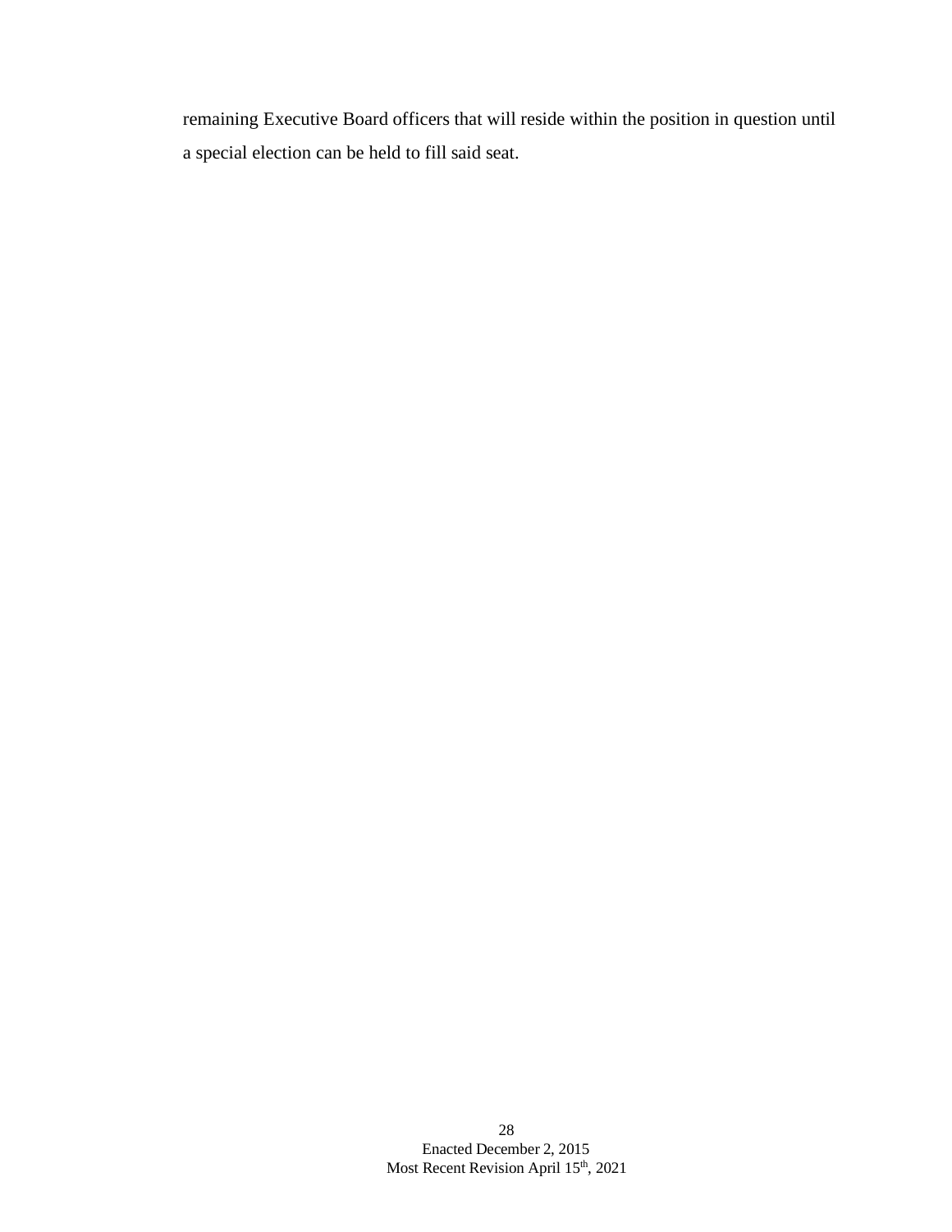remaining Executive Board officers that will reside within the position in question until a special election can be held to fill said seat.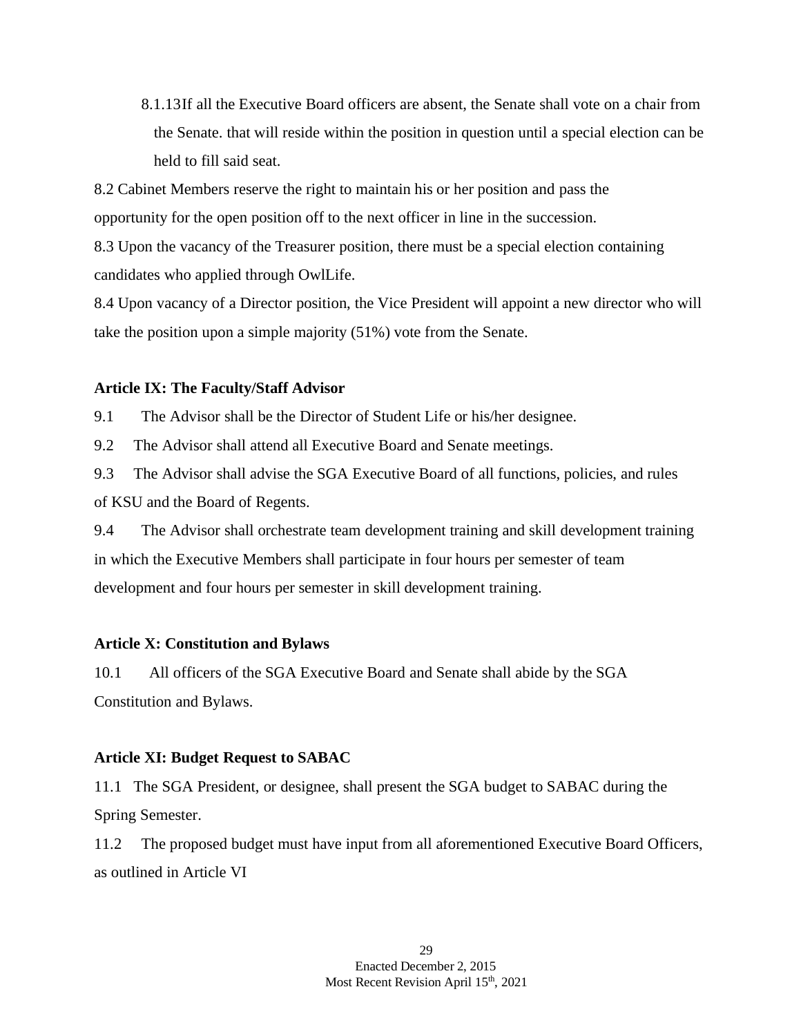8.1.13 If all the Executive Board officers are absent, the Senate shall vote on a chair from the Senate. that will reside within the position in question until a special election can be held to fill said seat.

8.2 Cabinet Members reserve the right to maintain his or her position and pass the opportunity for the open position off to the next officer in line in the succession.

8.3 Upon the vacancy of the Treasurer position, there must be a special election containing candidates who applied through OwlLife.

8.4 Upon vacancy of a Director position, the Vice President will appoint a new director who will take the position upon a simple majority (51%) vote from the Senate.

**Article IX: The Faculty/Staff Advisor**

9.1 The Advisor shall be the Director of Student Life or his/her designee.

9.2 The Advisor shall attend all Executive Board and Senate meetings.

9.3 The Advisor shall advise the SGA Executive Board of all functions, policies, and rules of KSU and the Board of Regents.

9.4 The Advisor shall orchestrate team development training and skill development training in which the Executive Members shall participate in four hours per semester of team development and four hours per semester in skill development training.

**Article X: Constitution and Bylaws**

10.1 All officers of the SGA Executive Board and Senate shall abide by the SGA Constitution and Bylaws.

**Article XI: Budget Request to SABAC**

11.1 The SGA President, or designee, shall present the SGA budget to SABAC during the Spring Semester.

11.2 The proposed budget must have input from all aforementioned Executive Board Officers, as outlined in Article VI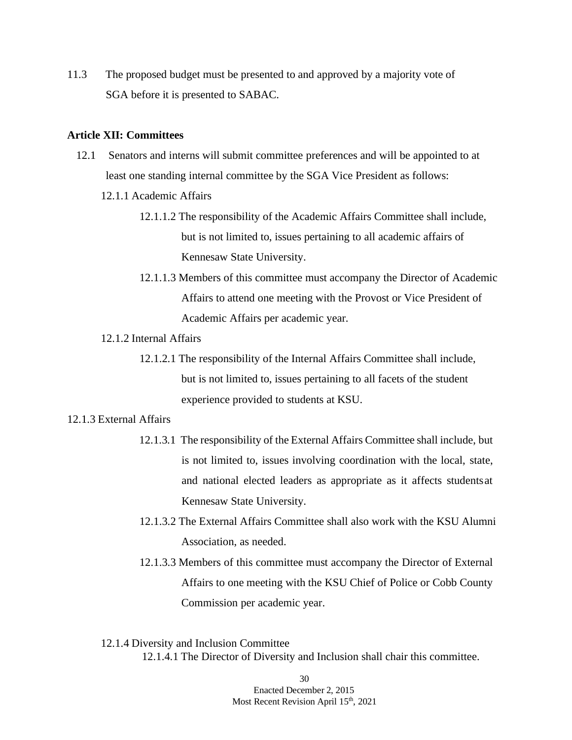11.3 The proposed budget must be presented to and approved by a majority vote of SGA before it is presented to SABAC.

**Article XII: Committees**

12.1 Senators and interns will submit committee preferences and will be appointed to at least one standing internal committee by the SGA Vice President as follows:

12.1.1 Academic Affairs

12.1.1.2 The responsibility of the Academic Affairs Committee shall include, but is not limited to, issues pertaining to all academic affairs of Kennesaw State University.

12.1.1.3 Members of this committee must accompany the Director of Academic Affairs to attend one meeting with the Provost or Vice President of Academic Affairs per academic year.

12.1.2 Internal Affairs

12.1.2.1 The responsibility of the Internal Affairs Committee shall include, but is not limited to, issues pertaining to all facets of the student experience provided to students at KSU.

12.1.3 External Affairs

12.1.3.1 The responsibility of the External Affairs Committee shall include, but is not limited to, issues involving coordination with the local, state, and national elected leaders as appropriate as it affects students at Kennesaw State University.

12.1.3.2 The External Affairs Committee shall also work with the KSU Alumni Association, as needed.

12.1.3.3 Members of this committee must accompany the Director of External Affairs to one meeting with the KSU Chief of Police or Cobb County Commission per academic year.

12.1.4 Diversity and Inclusion Committee

12.1.4.1 The Director of Diversity and Inclusion shall chair this committee.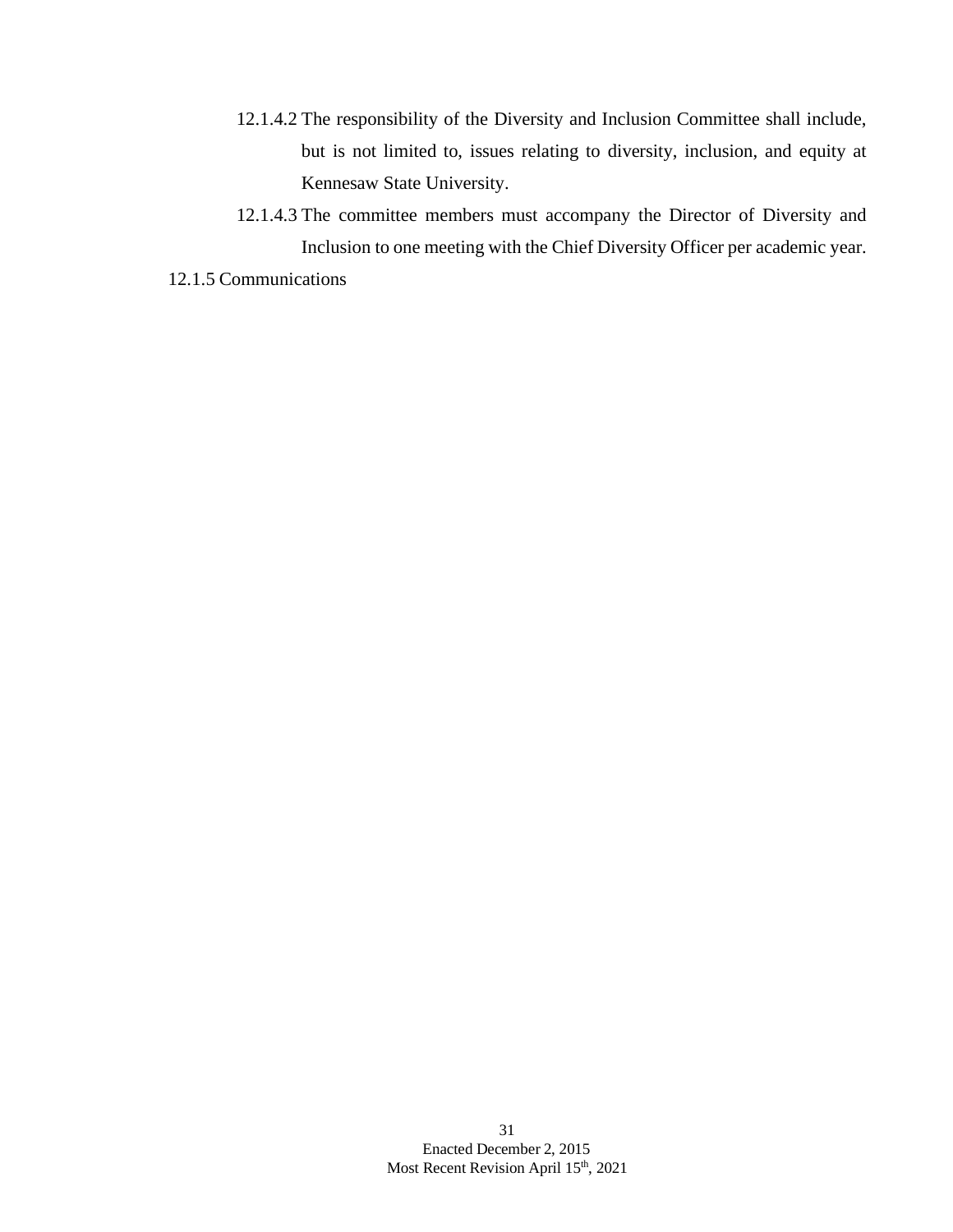12.1.4.2 The responsibility of the Diversity and Inclusion Committee shall include, but is not limited to, issues relating to diversity, inclusion, and equity at Kennesaw State University.

12.1.4.3 The committee members must accompany the Director of Diversity and Inclusion to one meeting with the Chief Diversity Officer per academic year.

12.1.5 Communications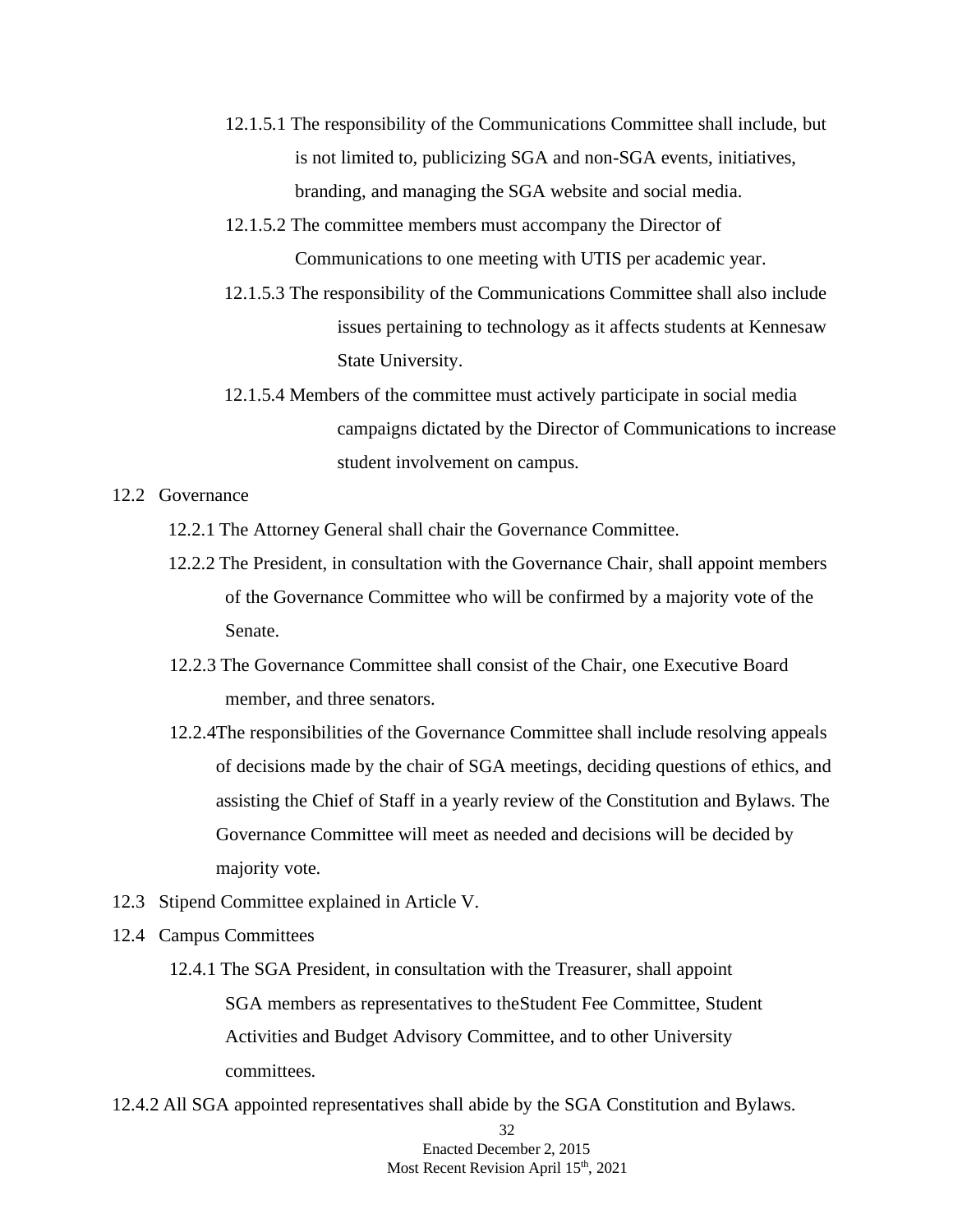12.1.5.1 The responsibility of the Communications Committee shall include, but is not limited to, publicizing SGA and non-SGA events, initiatives, branding, and managing the SGA website and social media.

12.1.5.2 The committee members must accompany the Director of Communications to one meeting with UTIS per academic year.

12.1.5.3 The responsibility of the Communications Committee shall also include issues pertaining to technology as it affects students at Kennesaw State University.

12.1.5.4 Members of the committee must actively participate in social media campaigns dictated by the Director of Communications to increase student involvement on campus.

12.2 Governance

12.2.1 The Attorney General shall chair the Governance Committee.

12.2.2 The President, in consultation with the Governance Chair, shall appoint members of the Governance Committee who will be confirmed by a majority vote of the Senate.

12.2.3 The Governance Committee shall consist of the Chair, one Executive Board member, and three senators.

12.2.4The responsibilities of the Governance Committee shall include resolving appeals of decisions made by the chair of SGA meetings, deciding questions of ethics, and assisting the Chief of Staff in a yearly review of the Constitution and Bylaws. The Governance Committee will meet as needed and decisions will be decided by majority vote.

12.3 Stipend Committee explained in Article V.

12.4 Campus Committees

12.4.1 The SGA President, in consultation with the Treasurer, shall appoint SGA members as representatives to theStudent Fee Committee, Student Activities and Budget Advisory Committee, and to other University committees.

12.4.2 All SGA appointed representatives shall abide by the SGA Constitution and Bylaws.

Enacted December 2, 2015
Most Recent Revision April 15th, 2021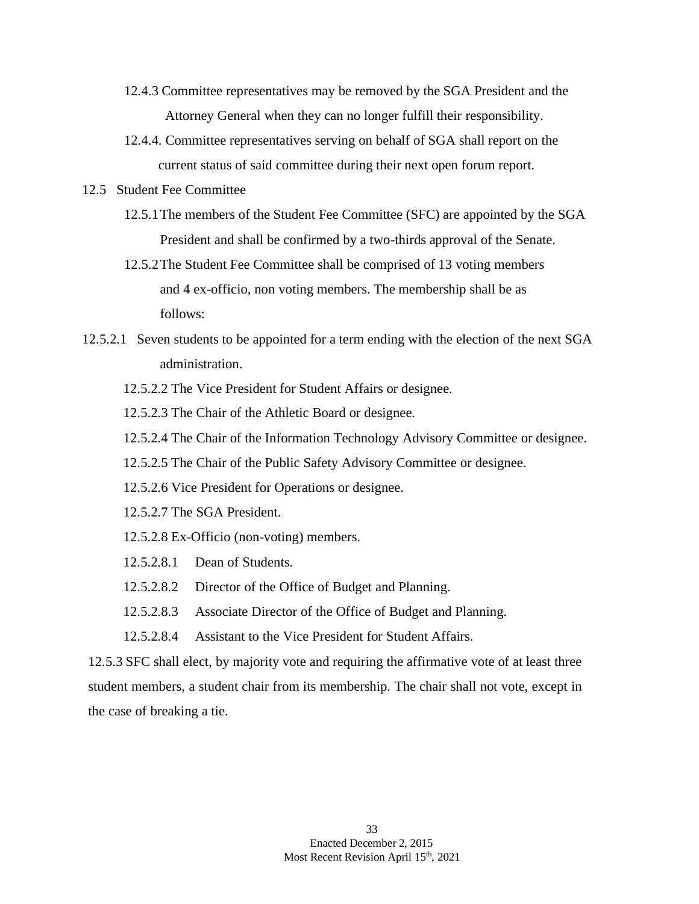12.4.3 Committee representatives may be removed by the SGA President and the Attorney General when they can no longer fulfill their responsibility.

12.4.4. Committee representatives serving on behalf of SGA shall report on the current status of said committee during their next open forum report.

12.5 Student Fee Committee

12.5.1 The members of the Student Fee Committee (SFC) are appointed by the SGA President and shall be confirmed by a two-thirds approval of the Senate.

12.5.2 The Student Fee Committee shall be comprised of 13 voting members and 4 ex-officio, non voting members. The membership shall be as follows:

12.5.2.1 Seven students to be appointed for a term ending with the election of the next SGA administration.

12.5.2.2 The Vice President for Student Affairs or designee.

12.5.2.3 The Chair of the Athletic Board or designee.

12.5.2.4 The Chair of the Information Technology Advisory Committee or designee.

12.5.2.5 The Chair of the Public Safety Advisory Committee or designee.

12.5.2.6 Vice President for Operations or designee.

12.5.2.7 The SGA President.

12.5.2.8 Ex-Officio (non-voting) members.

12.5.2.8.1 Dean of Students.

12.5.2.8.2 Director of the Office of Budget and Planning.

12.5.2.8.3 Associate Director of the Office of Budget and Planning.

12.5.2.8.4 Assistant to the Vice President for Student Affairs.

12.5.3 SFC shall elect, by majority vote and requiring the affirmative vote of at least three student members, a student chair from its membership. The chair shall not vote, except in the case of breaking a tie.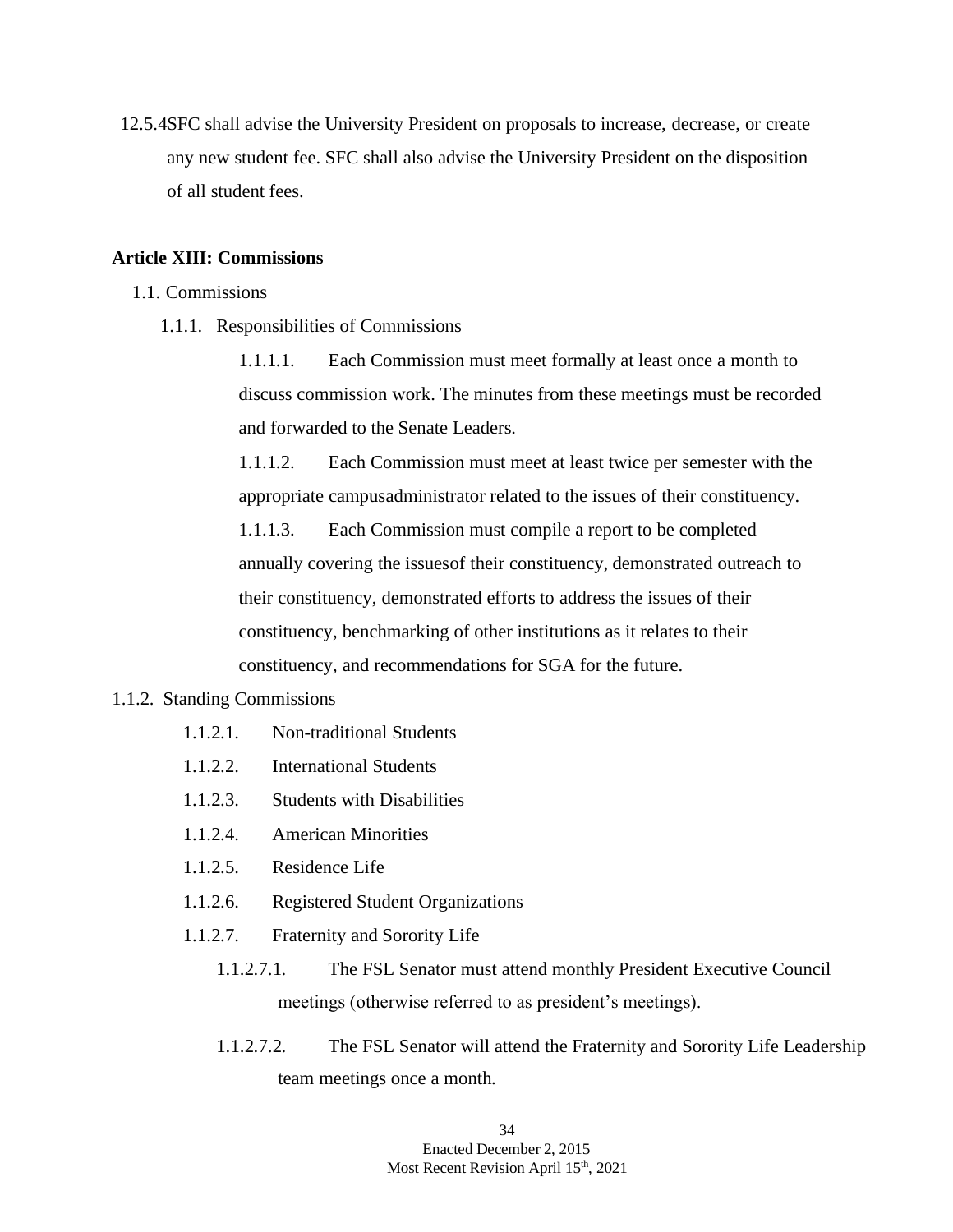12.5.4 SFC shall advise the University President on proposals to increase, decrease, or create any new student fee. SFC shall also advise the University President on the disposition of all student fees.

**Article XIII: Commissions**

1.1. Commissions

1.1.1. Responsibilities of Commissions

1.1.1.1. Each Commission must meet formally at least once a month to discuss commission work. The minutes from these meetings must be recorded and forwarded to the Senate Leaders.

1.1.1.2. Each Commission must meet at least twice per semester with the appropriate campusadministrator related to the issues of their constituency.

1.1.1.3. Each Commission must compile a report to be completed annually covering the issuesof their constituency, demonstrated outreach to their constituency, demonstrated efforts to address the issues of their constituency, benchmarking of other institutions as it relates to their constituency, and recommendations for SGA for the future.

1.1.2. Standing Commissions

1.1.2.1. Non-traditional Students

1.1.2.2. International Students

1.1.2.3. Students with Disabilities

1.1.2.4. American Minorities

1.1.2.5. Residence Life

1.1.2.6. Registered Student Organizations

1.1.2.7. Fraternity and Sorority Life

1.1.2.7.1. The FSL Senator must attend monthly President Executive Council meetings (otherwise referred to as president's meetings).

1.1.2.7.2. The FSL Senator will attend the Fraternity and Sorority Life Leadership team meetings once a month.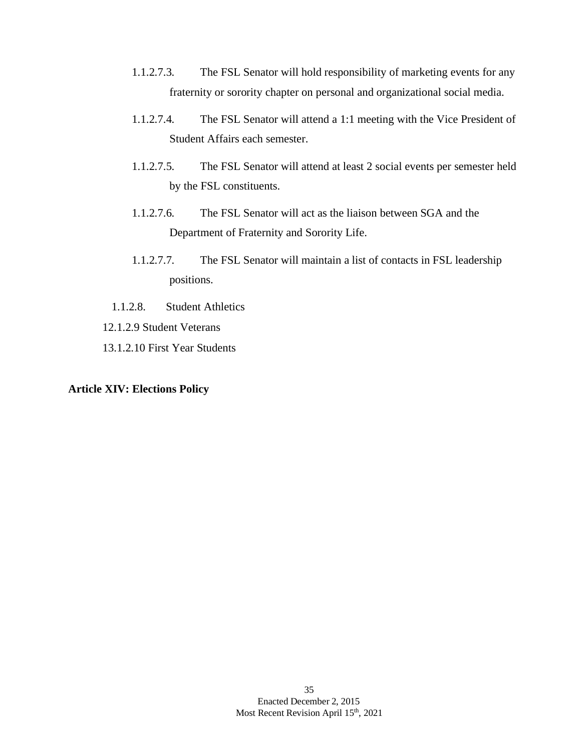1.1.2.7.3. The FSL Senator will hold responsibility of marketing events for any fraternity or sorority chapter on personal and organizational social media.

1.1.2.7.4. The FSL Senator will attend a 1:1 meeting with the Vice President of Student Affairs each semester.

1.1.2.7.5. The FSL Senator will attend at least 2 social events per semester held by the FSL constituents.

1.1.2.7.6. The FSL Senator will act as the liaison between SGA and the Department of Fraternity and Sorority Life.

1.1.2.7.7. The FSL Senator will maintain a list of contacts in FSL leadership positions.

1.1.2.8. Student Athletics

12.1.2.9 Student Veterans

13.1.2.10 First Year Students

**Article XIV: Elections Policy**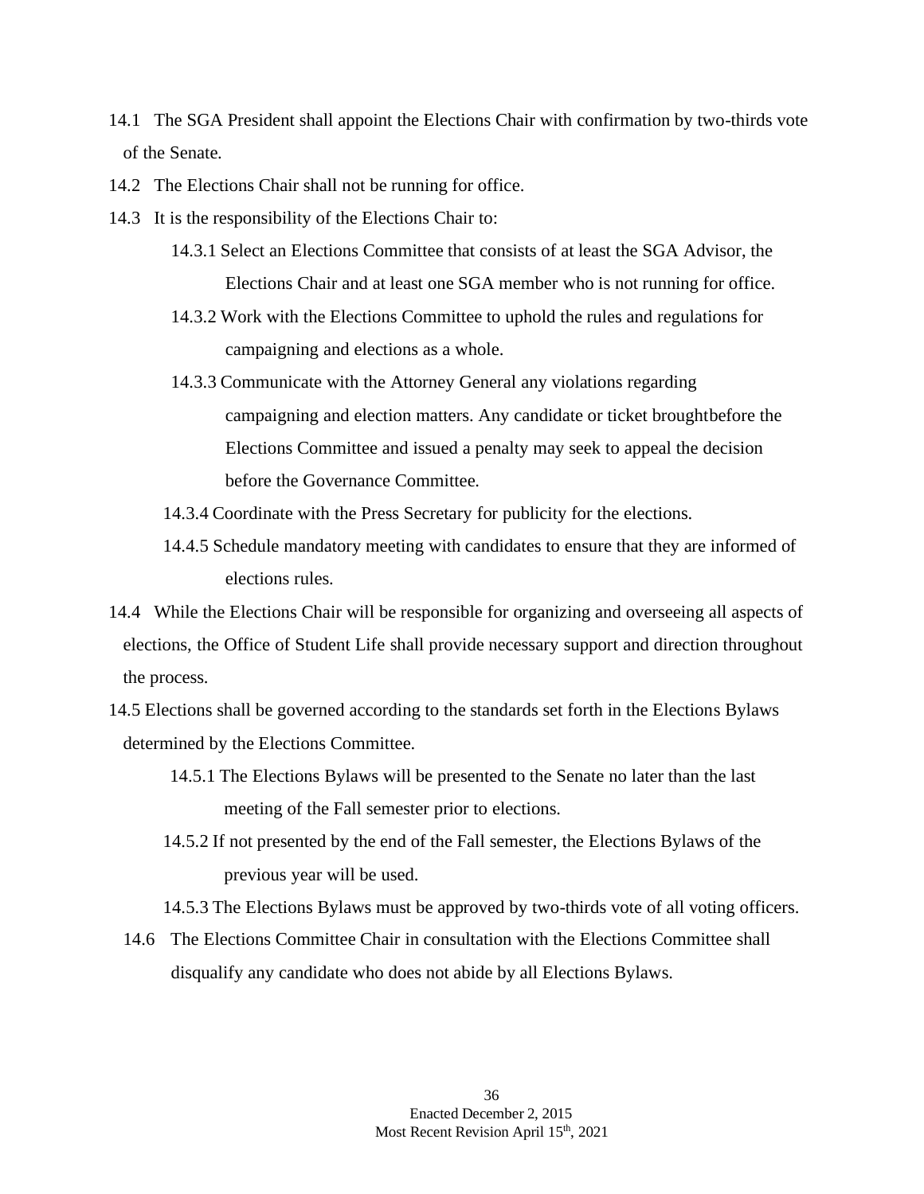14.1 The SGA President shall appoint the Elections Chair with confirmation by two-thirds vote of the Senate.

14.2 The Elections Chair shall not be running for office.

14.3 It is the responsibility of the Elections Chair to:

- 14.3.1 Select an Elections Committee that consists of at least the SGA Advisor, the Elections Chair and at least one SGA member who is not running for office.
- 14.3.2 Work with the Elections Committee to uphold the rules and regulations for campaigning and elections as a whole.
- 14.3.3 Communicate with the Attorney General any violations regarding campaigning and election matters. Any candidate or ticket broughtbefore the Elections Committee and issued a penalty may seek to appeal the decision before the Governance Committee.
- 14.3.4 Coordinate with the Press Secretary for publicity for the elections.
- 14.4.5 Schedule mandatory meeting with candidates to ensure that they are informed of elections rules.

14.4 While the Elections Chair will be responsible for organizing and overseeing all aspects of elections, the Office of Student Life shall provide necessary support and direction throughout the process.

14.5 Elections shall be governed according to the standards set forth in the Elections Bylaws determined by the Elections Committee.

- 14.5.1 The Elections Bylaws will be presented to the Senate no later than the last meeting of the Fall semester prior to elections.
- 14.5.2 If not presented by the end of the Fall semester, the Elections Bylaws of the previous year will be used.
- 14.5.3 The Elections Bylaws must be approved by two-thirds vote of all voting officers.

14.6 The Elections Committee Chair in consultation with the Elections Committee shall disqualify any candidate who does not abide by all Elections Bylaws.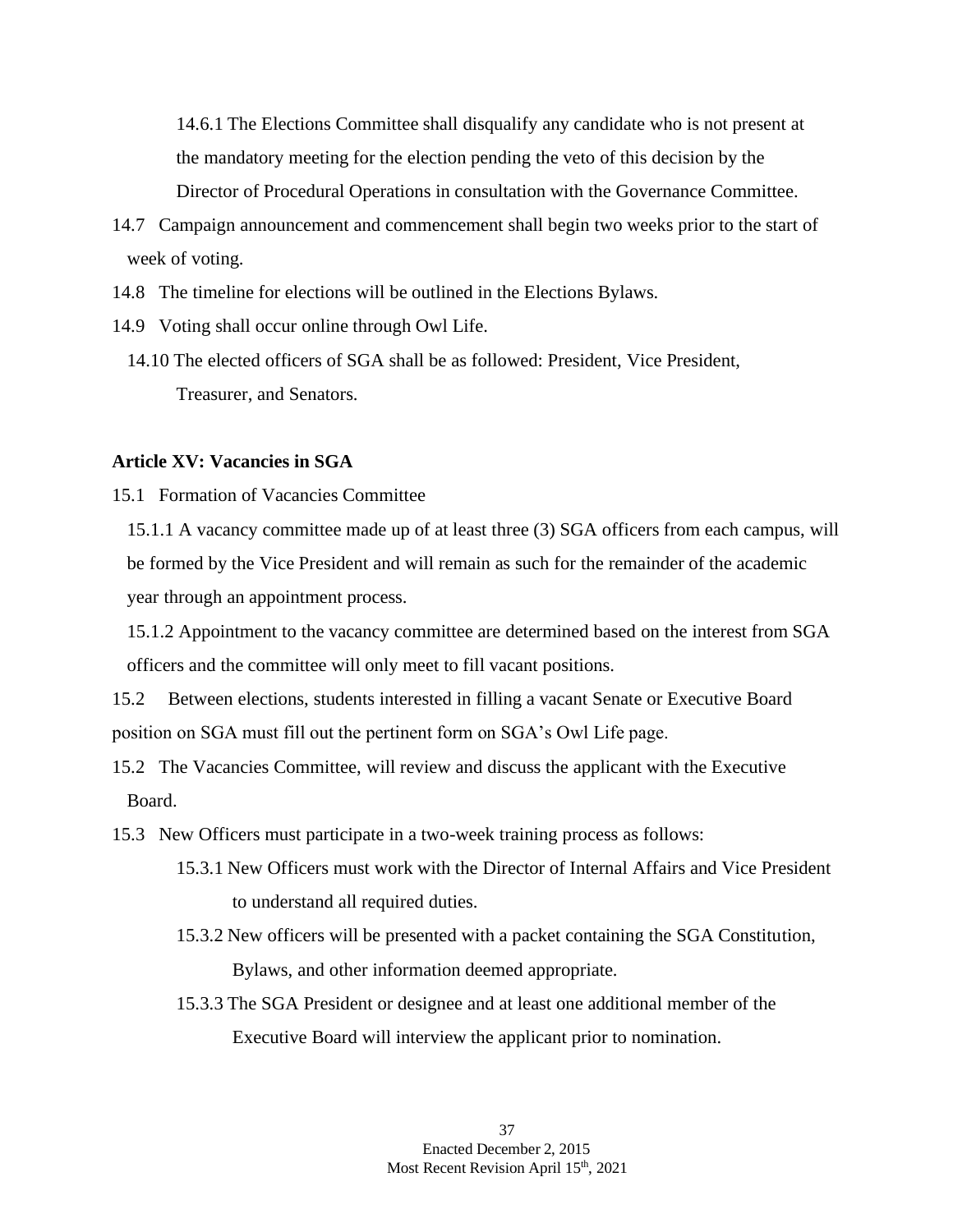14.6.1 The Elections Committee shall disqualify any candidate who is not present at the mandatory meeting for the election pending the veto of this decision by the Director of Procedural Operations in consultation with the Governance Committee.

14.7 Campaign announcement and commencement shall begin two weeks prior to the start of week of voting.

14.8 The timeline for elections will be outlined in the Elections Bylaws.

14.9 Voting shall occur online through Owl Life.

14.10 The elected officers of SGA shall be as followed: President, Vice President, Treasurer, and Senators.

**Article XV: Vacancies in SGA**

15.1 Formation of Vacancies Committee

15.1.1 A vacancy committee made up of at least three (3) SGA officers from each campus, will be formed by the Vice President and will remain as such for the remainder of the academic year through an appointment process.

15.1.2 Appointment to the vacancy committee are determined based on the interest from SGA officers and the committee will only meet to fill vacant positions.

15.2 Between elections, students interested in filling a vacant Senate or Executive Board position on SGA must fill out the pertinent form on SGA's Owl Life page.

15.2 The Vacancies Committee, will review and discuss the applicant with the Executive Board.

15.3 New Officers must participate in a two-week training process as follows:

15.3.1 New Officers must work with the Director of Internal Affairs and Vice President to understand all required duties.

15.3.2 New officers will be presented with a packet containing the SGA Constitution, Bylaws, and other information deemed appropriate.

15.3.3 The SGA President or designee and at least one additional member of the Executive Board will interview the applicant prior to nomination.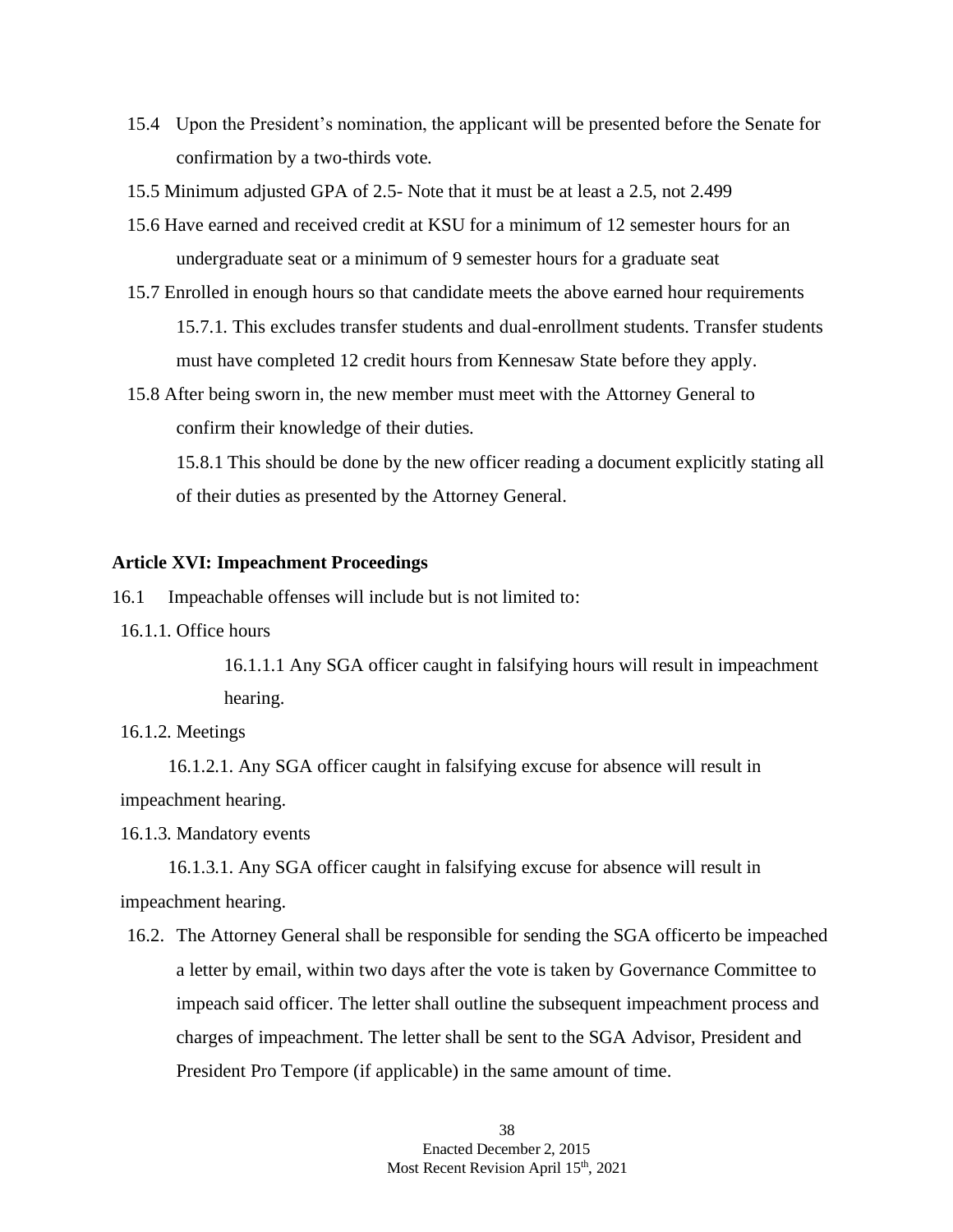15.4 Upon the President's nomination, the applicant will be presented before the Senate for confirmation by a two-thirds vote.

15.5 Minimum adjusted GPA of 2.5- Note that it must be at least a 2.5, not 2.499

15.6 Have earned and received credit at KSU for a minimum of 12 semester hours for an undergraduate seat or a minimum of 9 semester hours for a graduate seat

15.7 Enrolled in enough hours so that candidate meets the above earned hour requirements

15.7.1. This excludes transfer students and dual-enrollment students. Transfer students must have completed 12 credit hours from Kennesaw State before they apply.

15.8 After being sworn in, the new member must meet with the Attorney General to confirm their knowledge of their duties.

15.8.1 This should be done by the new officer reading a document explicitly stating all of their duties as presented by the Attorney General.

**Article XVI: Impeachment Proceedings**

16.1 Impeachable offenses will include but is not limited to:

16.1.1. Office hours

16.1.1.1 Any SGA officer caught in falsifying hours will result in impeachment hearing.

16.1.2. Meetings

16.1.2.1. Any SGA officer caught in falsifying excuse for absence will result in impeachment hearing.

16.1.3. Mandatory events

16.1.3.1. Any SGA officer caught in falsifying excuse for absence will result in impeachment hearing.

16.2. The Attorney General shall be responsible for sending the SGA officerto be impeached a letter by email, within two days after the vote is taken by Governance Committee to impeach said officer. The letter shall outline the subsequent impeachment process and charges of impeachment. The letter shall be sent to the SGA Advisor, President and President Pro Tempore (if applicable) in the same amount of time.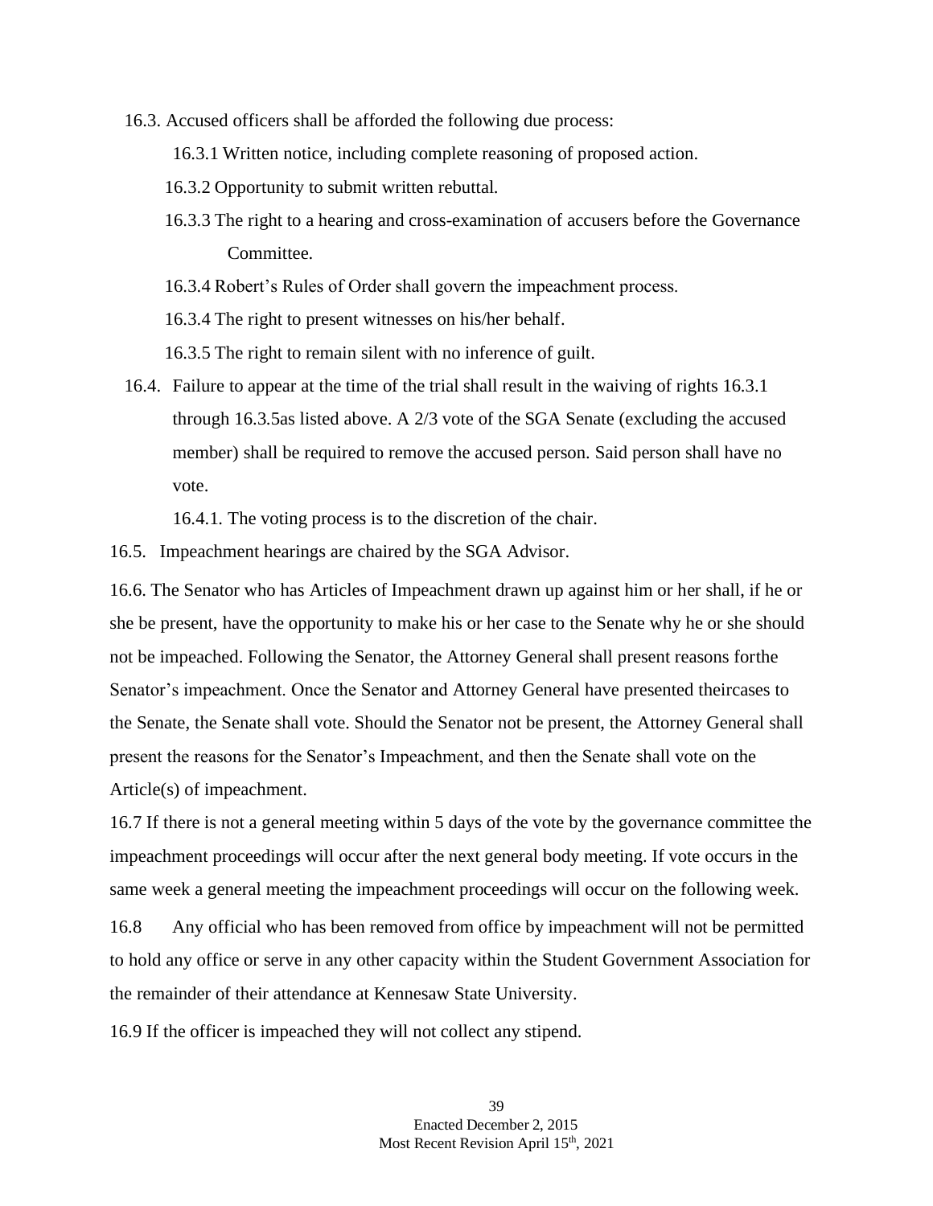16.3. Accused officers shall be afforded the following due process:

16.3.1 Written notice, including complete reasoning of proposed action.

16.3.2 Opportunity to submit written rebuttal.

16.3.3 The right to a hearing and cross-examination of accusers before the Governance Committee.

16.3.4 Robert's Rules of Order shall govern the impeachment process.

16.3.4 The right to present witnesses on his/her behalf.

16.3.5 The right to remain silent with no inference of guilt.

16.4. Failure to appear at the time of the trial shall result in the waiving of rights 16.3.1 through 16.3.5as listed above. A 2/3 vote of the SGA Senate (excluding the accused member) shall be required to remove the accused person. Said person shall have no vote.

16.4.1. The voting process is to the discretion of the chair.

16.5. Impeachment hearings are chaired by the SGA Advisor.

16.6. The Senator who has Articles of Impeachment drawn up against him or her shall, if he or she be present, have the opportunity to make his or her case to the Senate why he or she should not be impeached. Following the Senator, the Attorney General shall present reasons forthe Senator's impeachment. Once the Senator and Attorney General have presented theircases to the Senate, the Senate shall vote. Should the Senator not be present, the Attorney General shall present the reasons for the Senator's Impeachment, and then the Senate shall vote on the Article(s) of impeachment.

16.7 If there is not a general meeting within 5 days of the vote by the governance committee the impeachment proceedings will occur after the next general body meeting. If vote occurs in the same week a general meeting the impeachment proceedings will occur on the following week.

16.8 Any official who has been removed from office by impeachment will not be permitted to hold any office or serve in any other capacity within the Student Government Association for the remainder of their attendance at Kennesaw State University.

16.9 If the officer is impeached they will not collect any stipend.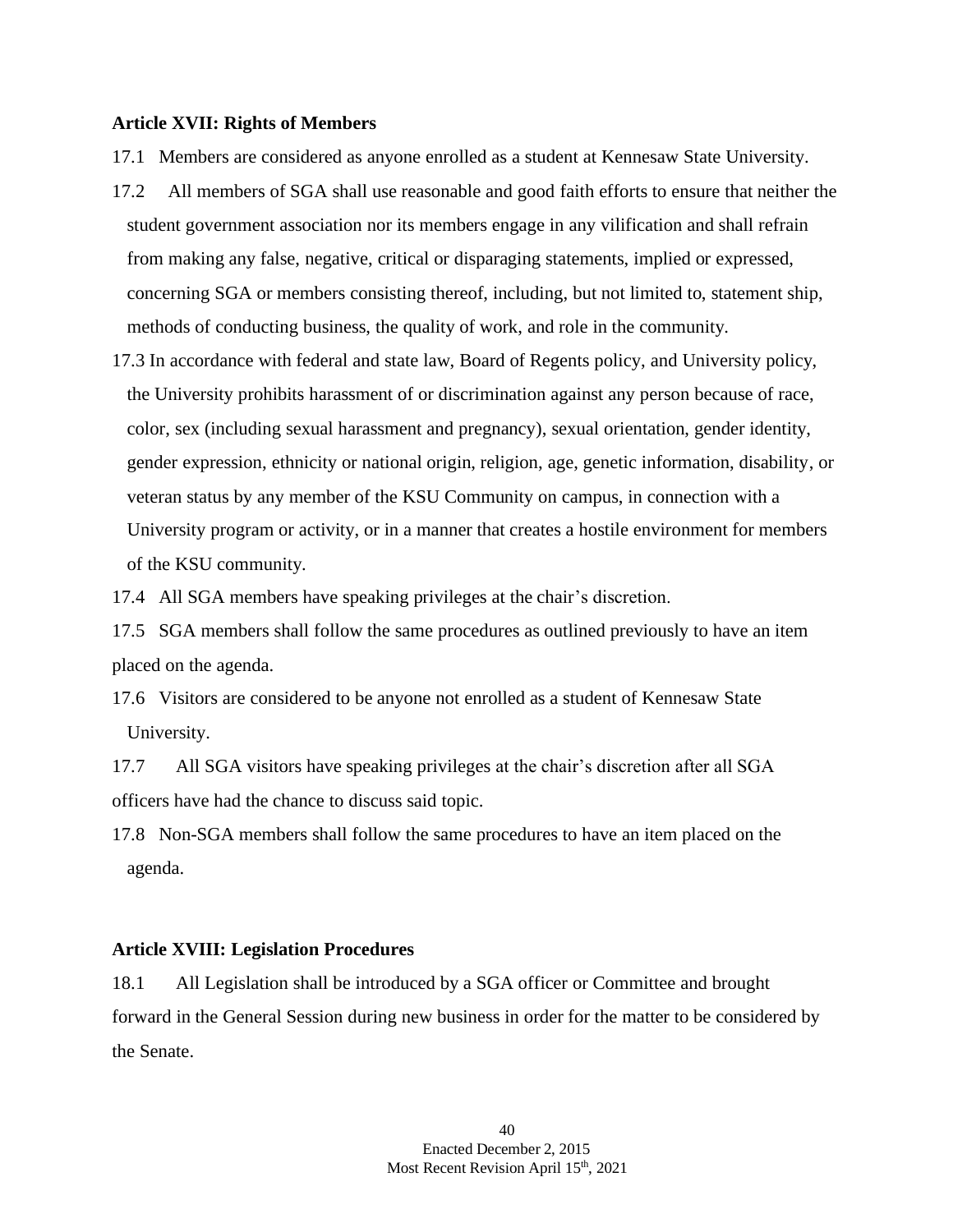**Article XVII: Rights of Members**

17.1 Members are considered as anyone enrolled as a student at Kennesaw State University.

17.2 All members of SGA shall use reasonable and good faith efforts to ensure that neither the student government association nor its members engage in any vilification and shall refrain from making any false, negative, critical or disparaging statements, implied or expressed, concerning SGA or members consisting thereof, including, but not limited to, statement ship, methods of conducting business, the quality of work, and role in the community.

17.3 In accordance with federal and state law, Board of Regents policy, and University policy, the University prohibits harassment of or discrimination against any person because of race, color, sex (including sexual harassment and pregnancy), sexual orientation, gender identity, gender expression, ethnicity or national origin, religion, age, genetic information, disability, or veteran status by any member of the KSU Community on campus, in connection with a University program or activity, or in a manner that creates a hostile environment for members of the KSU community.

17.4 All SGA members have speaking privileges at the chair's discretion.

17.5 SGA members shall follow the same procedures as outlined previously to have an item placed on the agenda.

17.6 Visitors are considered to be anyone not enrolled as a student of Kennesaw State University.

17.7 All SGA visitors have speaking privileges at the chair's discretion after all SGA officers have had the chance to discuss said topic.

17.8 Non-SGA members shall follow the same procedures to have an item placed on the agenda.

**Article XVIII: Legislation Procedures**

18.1 All Legislation shall be introduced by a SGA officer or Committee and brought forward in the General Session during new business in order for the matter to be considered by the Senate.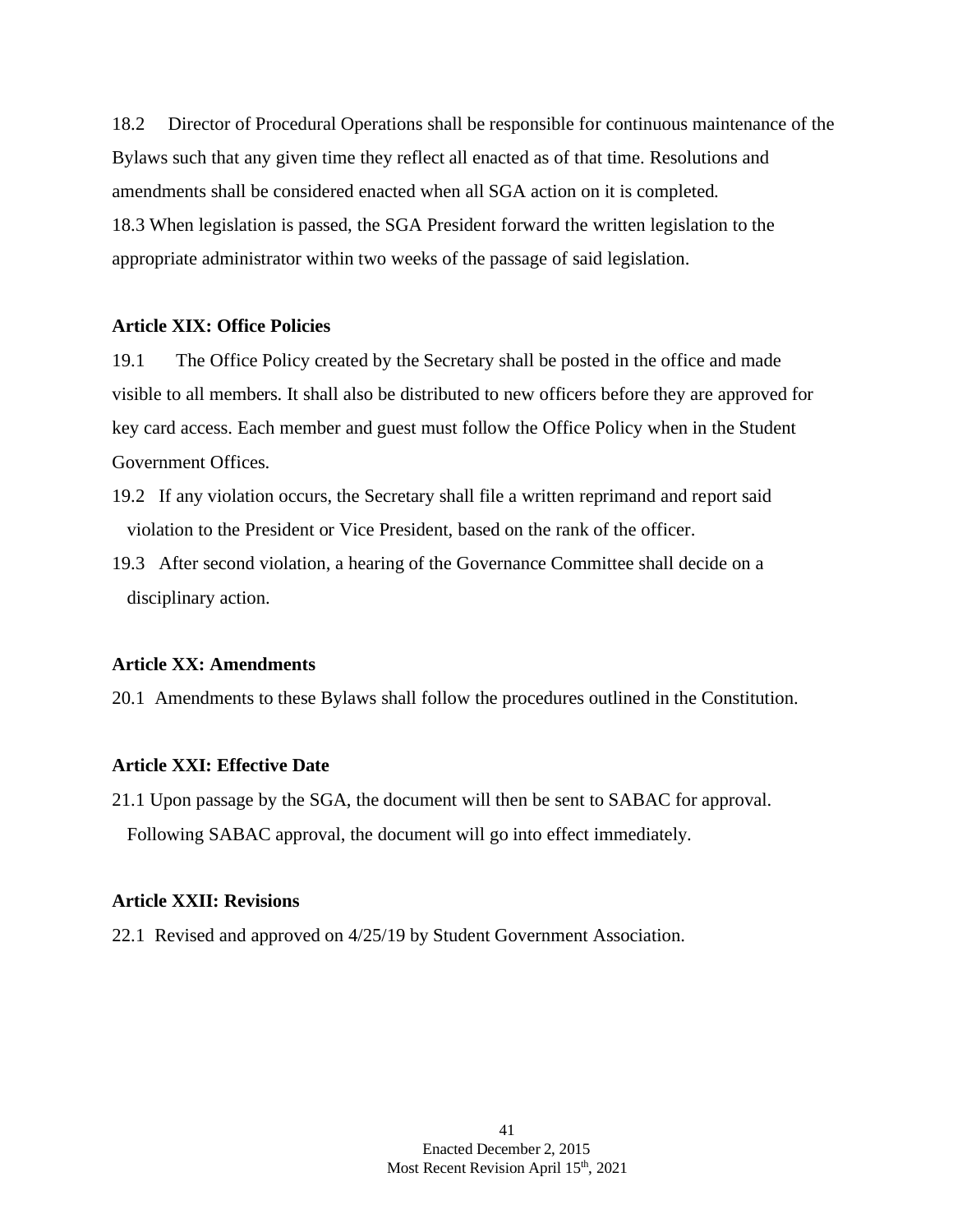18.2 Director of Procedural Operations shall be responsible for continuous maintenance of the Bylaws such that any given time they reflect all enacted as of that time. Resolutions and amendments shall be considered enacted when all SGA action on it is completed.

18.3 When legislation is passed, the SGA President forward the written legislation to the appropriate administrator within two weeks of the passage of said legislation.

**Article XIX: Office Policies**

19.1 The Office Policy created by the Secretary shall be posted in the office and made visible to all members. It shall also be distributed to new officers before they are approved for key card access. Each member and guest must follow the Office Policy when in the Student Government Offices.

19.2 If any violation occurs, the Secretary shall file a written reprimand and report said violation to the President or Vice President, based on the rank of the officer.

19.3 After second violation, a hearing of the Governance Committee shall decide on a disciplinary action.

**Article XX: Amendments**

20.1 Amendments to these Bylaws shall follow the procedures outlined in the Constitution.

**Article XXI: Effective Date**

21.1 Upon passage by the SGA, the document will then be sent to SABAC for approval. Following SABAC approval, the document will go into effect immediately.

**Article XXII: Revisions**

22.1 Revised and approved on 4/25/19 by Student Government Association.